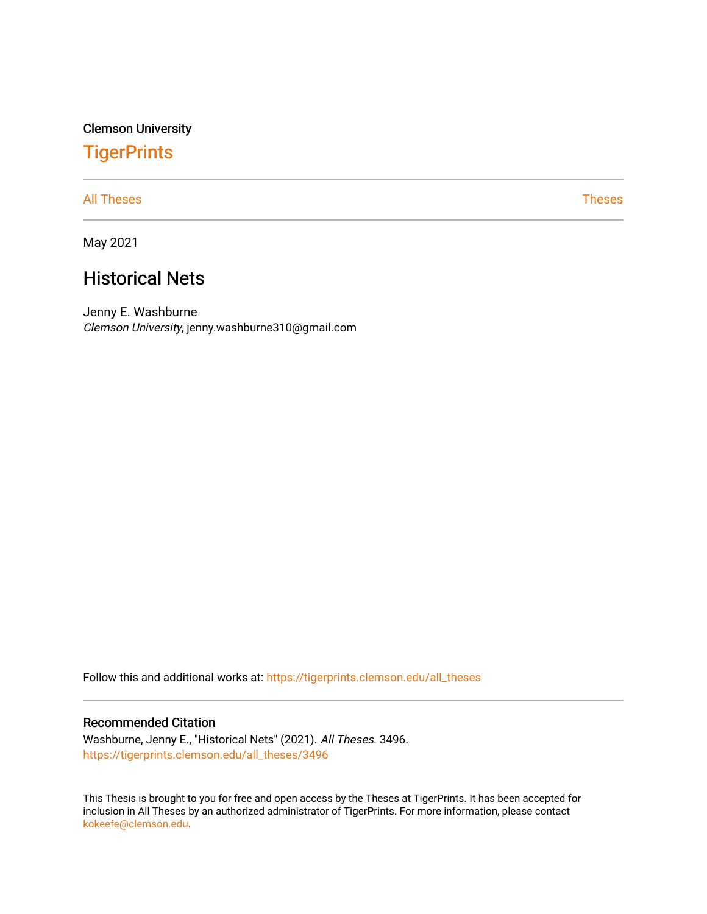Clemson University

# TigerPrints

All Theses | Theses

May 2021

## Historical Nets

Jenny E. Washburne
*Clemson University*, jenny.washburne310@gmail.com

Follow this and additional works at: https://tigerprints.clemson.edu/all_theses

### Recommended Citation

Washburne, Jenny E., "Historical Nets" (2021). *All Theses*. 3496.
https://tigerprints.clemson.edu/all_theses/3496

This Thesis is brought to you for free and open access by the Theses at TigerPrints. It has been accepted for inclusion in All Theses by an authorized administrator of TigerPrints. For more information, please contact kokeefe@clemson.edu.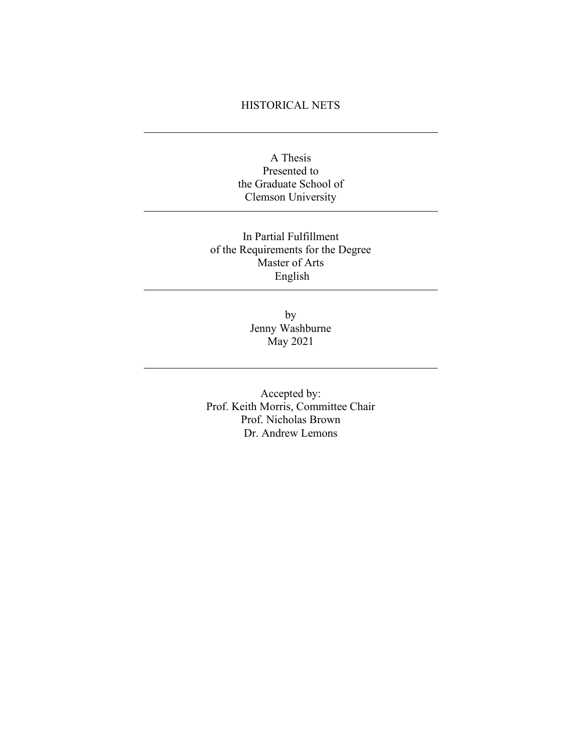# HISTORICAL NETS

---

A Thesis
Presented to
the Graduate School of
Clemson University

---

In Partial Fulfillment
of the Requirements for the Degree
Master of Arts
English

---

by
Jenny Washburne
May 2021

---

Accepted by:
Prof. Keith Morris, Committee Chair
Prof. Nicholas Brown
Dr. Andrew Lemons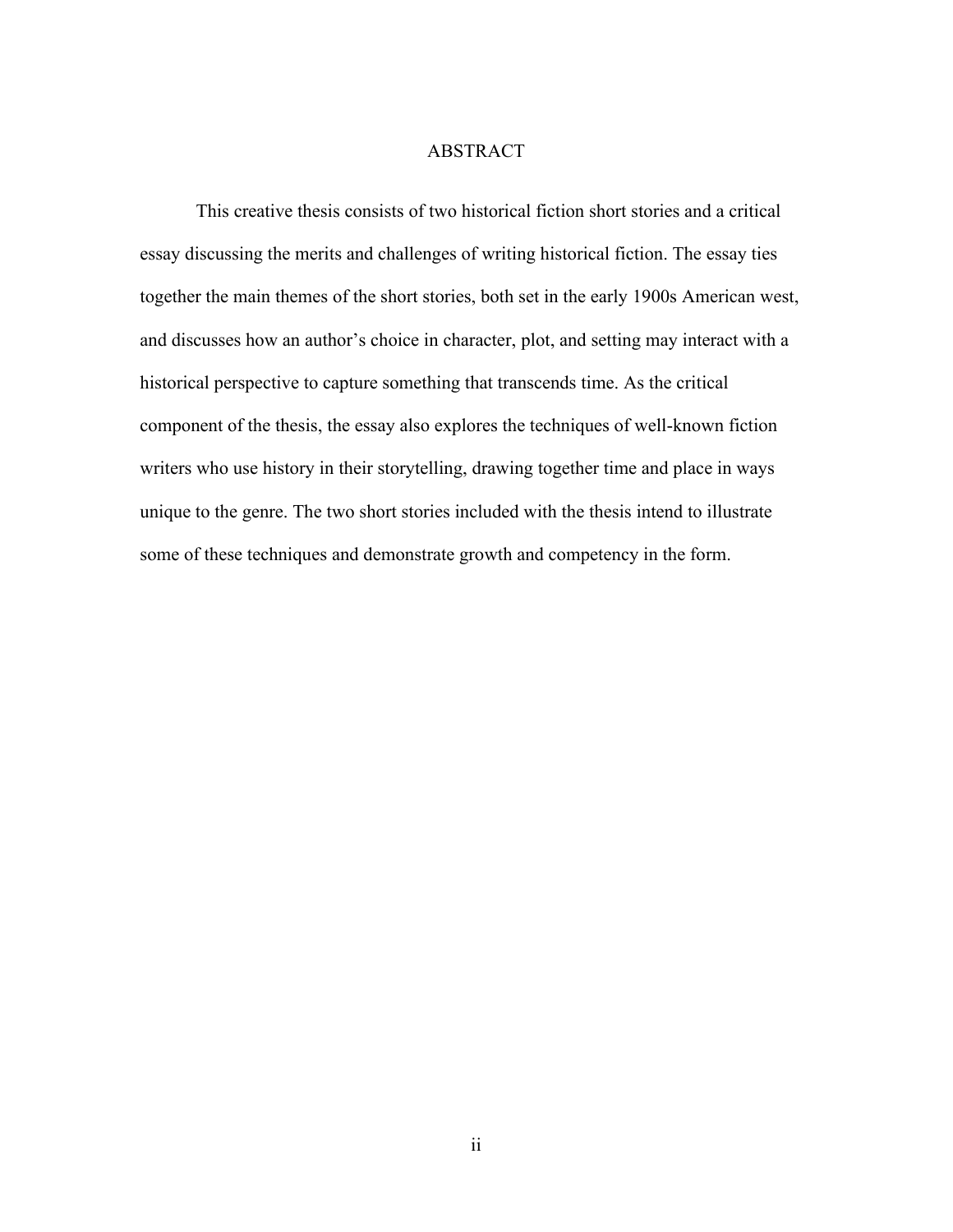# ABSTRACT

This creative thesis consists of two historical fiction short stories and a critical essay discussing the merits and challenges of writing historical fiction. The essay ties together the main themes of the short stories, both set in the early 1900s American west, and discusses how an author's choice in character, plot, and setting may interact with a historical perspective to capture something that transcends time. As the critical component of the thesis, the essay also explores the techniques of well-known fiction writers who use history in their storytelling, drawing together time and place in ways unique to the genre. The two short stories included with the thesis intend to illustrate some of these techniques and demonstrate growth and competency in the form.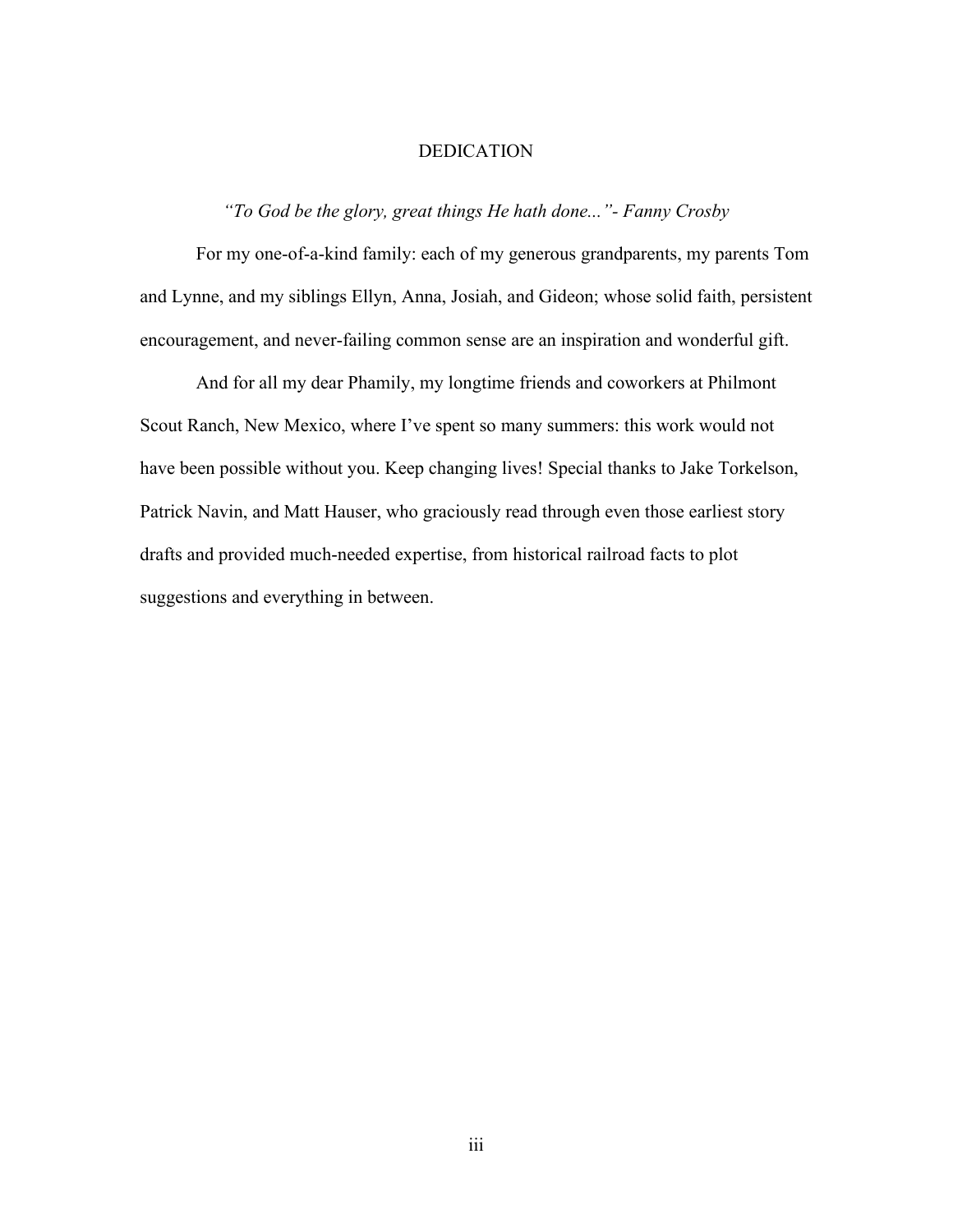# DEDICATION

*"To God be the glory, great things He hath done..."- Fanny Crosby*

For my one-of-a-kind family: each of my generous grandparents, my parents Tom and Lynne, and my siblings Ellyn, Anna, Josiah, and Gideon; whose solid faith, persistent encouragement, and never-failing common sense are an inspiration and wonderful gift.

And for all my dear Phamily, my longtime friends and coworkers at Philmont Scout Ranch, New Mexico, where I've spent so many summers: this work would not have been possible without you. Keep changing lives! Special thanks to Jake Torkelson, Patrick Navin, and Matt Hauser, who graciously read through even those earliest story drafts and provided much-needed expertise, from historical railroad facts to plot suggestions and everything in between.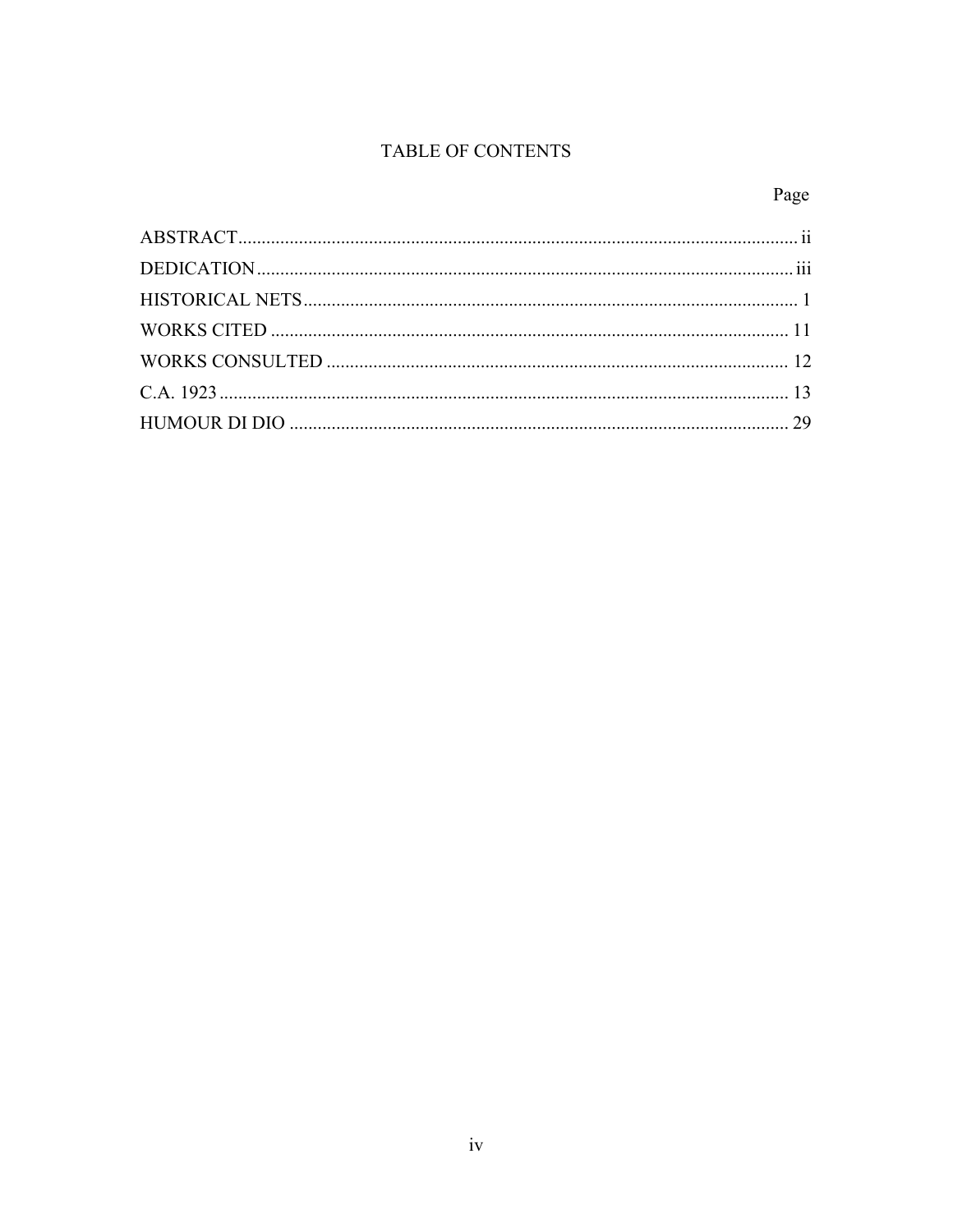# TABLE OF CONTENTS

| | Page |
|---|---|
| ABSTRACT | ii |
| DEDICATION | iii |
| HISTORICAL NETS | 1 |
| WORKS CITED | 11 |
| WORKS CONSULTED | 12 |
| C.A. 1923 | 13 |
| HUMOUR DI DIO | 29 |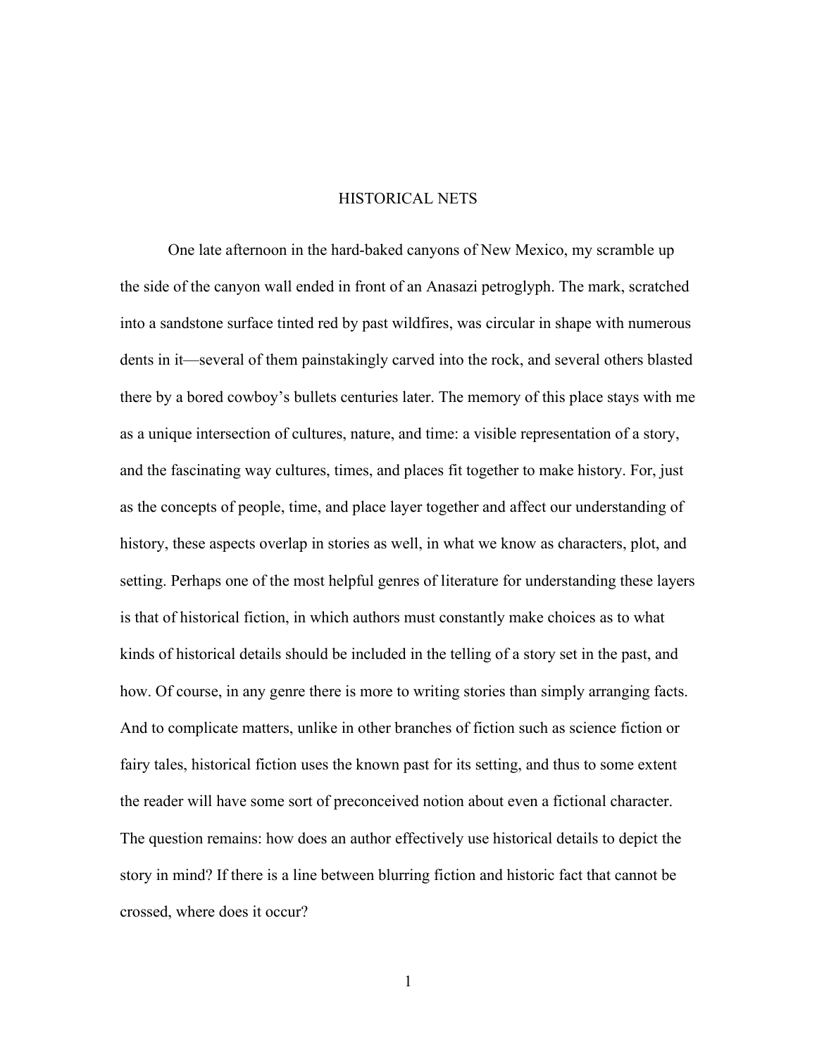# HISTORICAL NETS

One late afternoon in the hard-baked canyons of New Mexico, my scramble up the side of the canyon wall ended in front of an Anasazi petroglyph. The mark, scratched into a sandstone surface tinted red by past wildfires, was circular in shape with numerous dents in it—several of them painstakingly carved into the rock, and several others blasted there by a bored cowboy's bullets centuries later. The memory of this place stays with me as a unique intersection of cultures, nature, and time: a visible representation of a story, and the fascinating way cultures, times, and places fit together to make history. For, just as the concepts of people, time, and place layer together and affect our understanding of history, these aspects overlap in stories as well, in what we know as characters, plot, and setting. Perhaps one of the most helpful genres of literature for understanding these layers is that of historical fiction, in which authors must constantly make choices as to what kinds of historical details should be included in the telling of a story set in the past, and how. Of course, in any genre there is more to writing stories than simply arranging facts. And to complicate matters, unlike in other branches of fiction such as science fiction or fairy tales, historical fiction uses the known past for its setting, and thus to some extent the reader will have some sort of preconceived notion about even a fictional character. The question remains: how does an author effectively use historical details to depict the story in mind? If there is a line between blurring fiction and historic fact that cannot be crossed, where does it occur?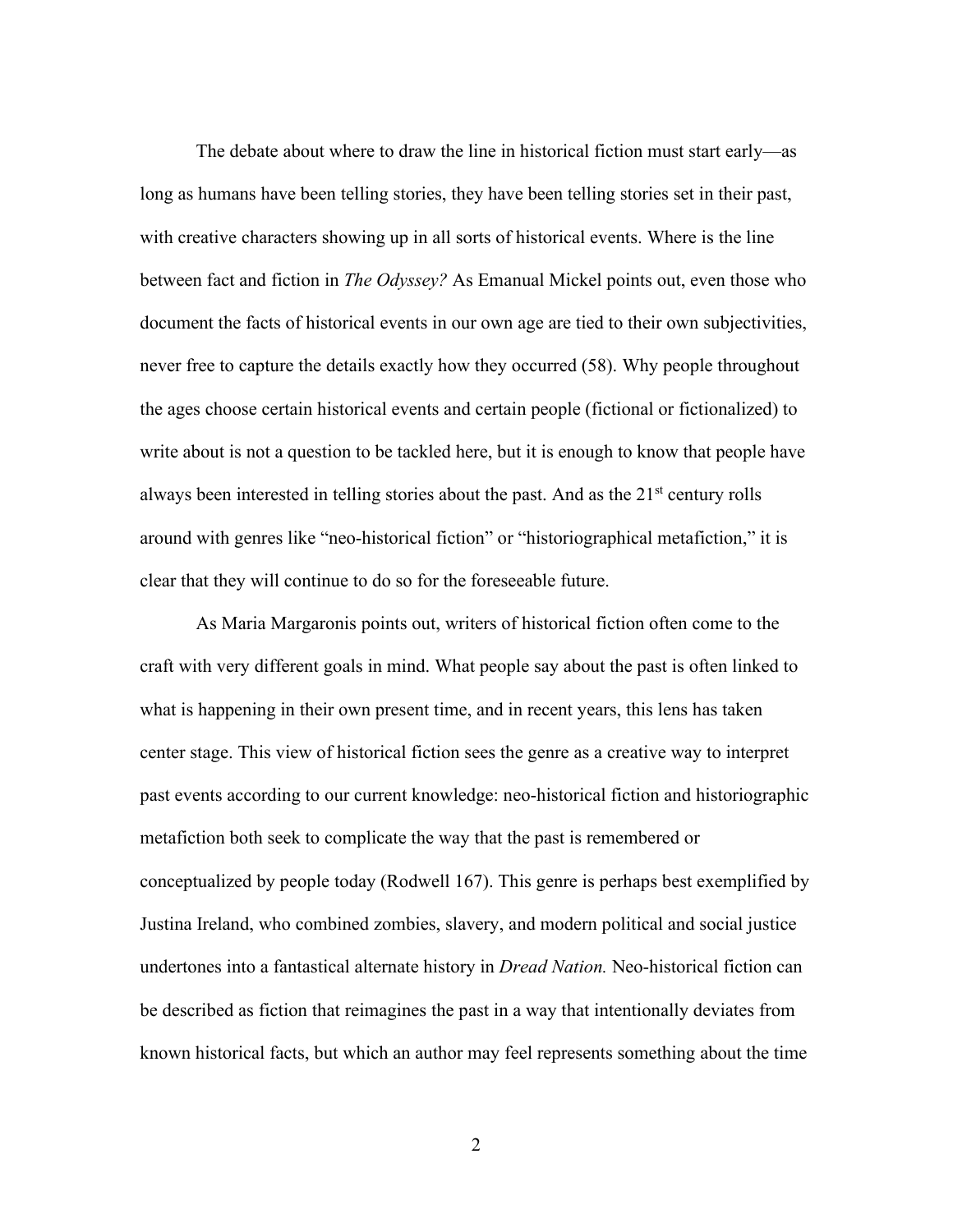The debate about where to draw the line in historical fiction must start early—as long as humans have been telling stories, they have been telling stories set in their past, with creative characters showing up in all sorts of historical events. Where is the line between fact and fiction in *The Odyssey?* As Emanual Mickel points out, even those who document the facts of historical events in our own age are tied to their own subjectivities, never free to capture the details exactly how they occurred (58). Why people throughout the ages choose certain historical events and certain people (fictional or fictionalized) to write about is not a question to be tackled here, but it is enough to know that people have always been interested in telling stories about the past. And as the 21st century rolls around with genres like "neo-historical fiction" or "historiographical metafiction," it is clear that they will continue to do so for the foreseeable future.

As Maria Margaronis points out, writers of historical fiction often come to the craft with very different goals in mind. What people say about the past is often linked to what is happening in their own present time, and in recent years, this lens has taken center stage. This view of historical fiction sees the genre as a creative way to interpret past events according to our current knowledge: neo-historical fiction and historiographic metafiction both seek to complicate the way that the past is remembered or conceptualized by people today (Rodwell 167). This genre is perhaps best exemplified by Justina Ireland, who combined zombies, slavery, and modern political and social justice undertones into a fantastical alternate history in *Dread Nation.* Neo-historical fiction can be described as fiction that reimagines the past in a way that intentionally deviates from known historical facts, but which an author may feel represents something about the time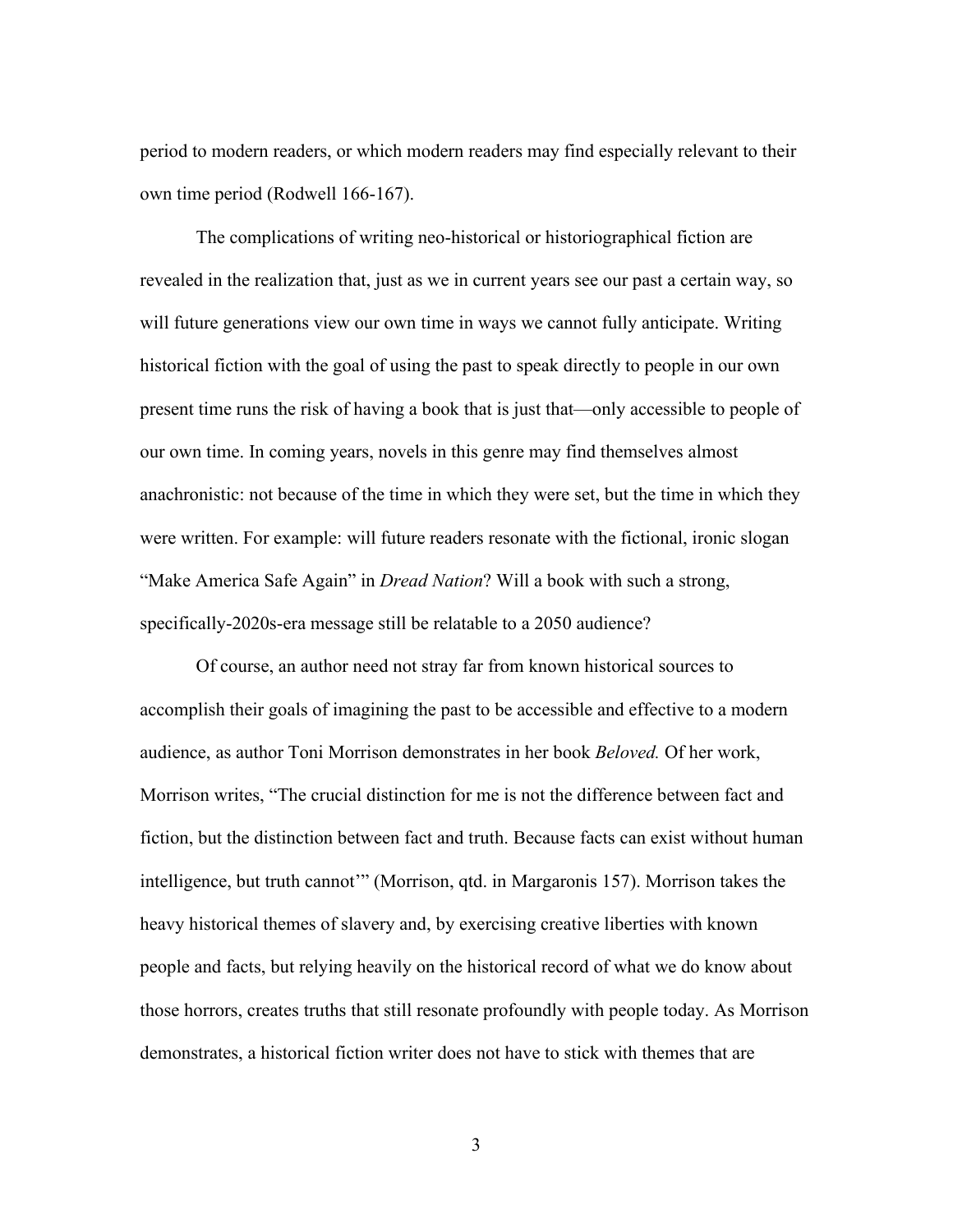period to modern readers, or which modern readers may find especially relevant to their own time period (Rodwell 166-167).

The complications of writing neo-historical or historiographical fiction are revealed in the realization that, just as we in current years see our past a certain way, so will future generations view our own time in ways we cannot fully anticipate. Writing historical fiction with the goal of using the past to speak directly to people in our own present time runs the risk of having a book that is just that—only accessible to people of our own time. In coming years, novels in this genre may find themselves almost anachronistic: not because of the time in which they were set, but the time in which they were written. For example: will future readers resonate with the fictional, ironic slogan "Make America Safe Again" in *Dread Nation*? Will a book with such a strong, specifically-2020s-era message still be relatable to a 2050 audience?

Of course, an author need not stray far from known historical sources to accomplish their goals of imagining the past to be accessible and effective to a modern audience, as author Toni Morrison demonstrates in her book *Beloved.* Of her work, Morrison writes, "The crucial distinction for me is not the difference between fact and fiction, but the distinction between fact and truth. Because facts can exist without human intelligence, but truth cannot'" (Morrison, qtd. in Margaronis 157). Morrison takes the heavy historical themes of slavery and, by exercising creative liberties with known people and facts, but relying heavily on the historical record of what we do know about those horrors, creates truths that still resonate profoundly with people today. As Morrison demonstrates, a historical fiction writer does not have to stick with themes that are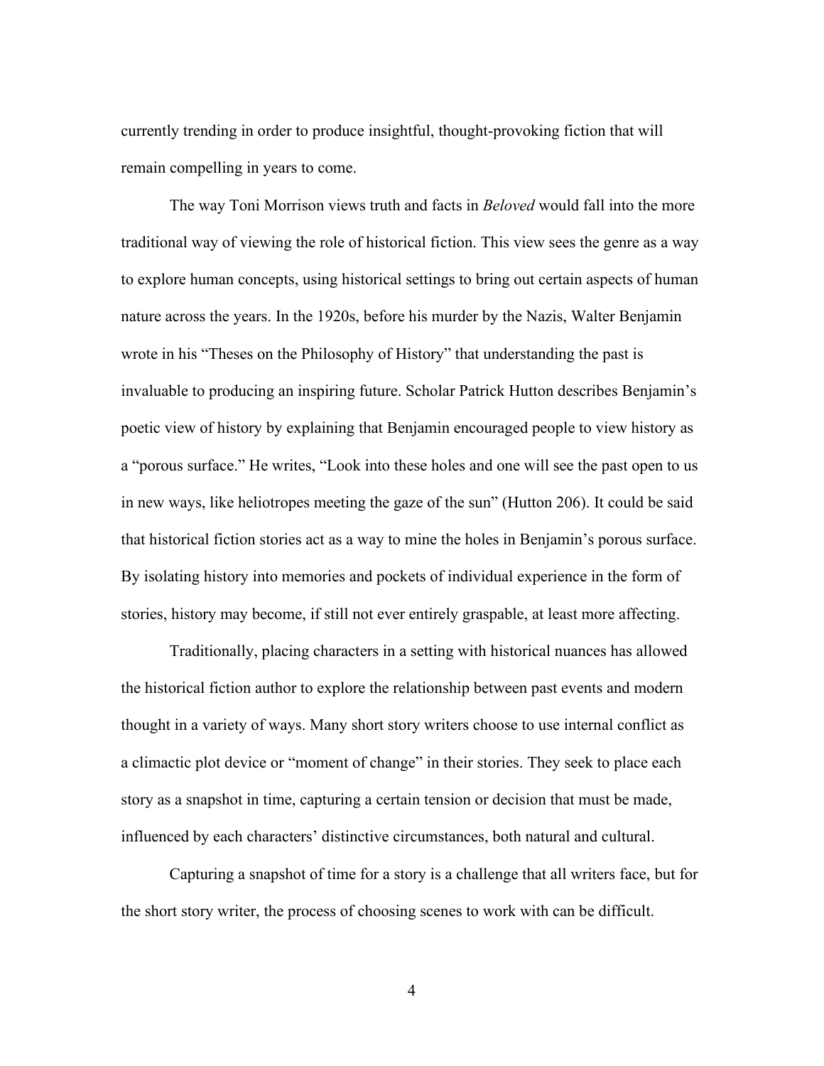currently trending in order to produce insightful, thought-provoking fiction that will remain compelling in years to come.

The way Toni Morrison views truth and facts in *Beloved* would fall into the more traditional way of viewing the role of historical fiction. This view sees the genre as a way to explore human concepts, using historical settings to bring out certain aspects of human nature across the years. In the 1920s, before his murder by the Nazis, Walter Benjamin wrote in his "Theses on the Philosophy of History" that understanding the past is invaluable to producing an inspiring future. Scholar Patrick Hutton describes Benjamin's poetic view of history by explaining that Benjamin encouraged people to view history as a "porous surface." He writes, "Look into these holes and one will see the past open to us in new ways, like heliotropes meeting the gaze of the sun" (Hutton 206). It could be said that historical fiction stories act as a way to mine the holes in Benjamin's porous surface. By isolating history into memories and pockets of individual experience in the form of stories, history may become, if still not ever entirely graspable, at least more affecting.

Traditionally, placing characters in a setting with historical nuances has allowed the historical fiction author to explore the relationship between past events and modern thought in a variety of ways. Many short story writers choose to use internal conflict as a climactic plot device or "moment of change" in their stories. They seek to place each story as a snapshot in time, capturing a certain tension or decision that must be made, influenced by each characters' distinctive circumstances, both natural and cultural.

Capturing a snapshot of time for a story is a challenge that all writers face, but for the short story writer, the process of choosing scenes to work with can be difficult.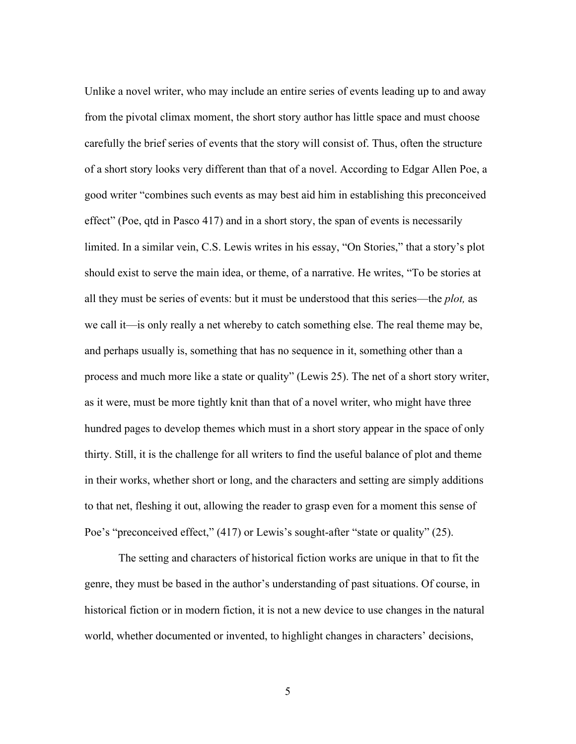Unlike a novel writer, who may include an entire series of events leading up to and away from the pivotal climax moment, the short story author has little space and must choose carefully the brief series of events that the story will consist of. Thus, often the structure of a short story looks very different than that of a novel. According to Edgar Allen Poe, a good writer "combines such events as may best aid him in establishing this preconceived effect" (Poe, qtd in Pasco 417) and in a short story, the span of events is necessarily limited. In a similar vein, C.S. Lewis writes in his essay, "On Stories," that a story's plot should exist to serve the main idea, or theme, of a narrative. He writes, "To be stories at all they must be series of events: but it must be understood that this series—the *plot,* as we call it—is only really a net whereby to catch something else. The real theme may be, and perhaps usually is, something that has no sequence in it, something other than a process and much more like a state or quality" (Lewis 25). The net of a short story writer, as it were, must be more tightly knit than that of a novel writer, who might have three hundred pages to develop themes which must in a short story appear in the space of only thirty. Still, it is the challenge for all writers to find the useful balance of plot and theme in their works, whether short or long, and the characters and setting are simply additions to that net, fleshing it out, allowing the reader to grasp even for a moment this sense of Poe's "preconceived effect," (417) or Lewis's sought-after "state or quality" (25).

The setting and characters of historical fiction works are unique in that to fit the genre, they must be based in the author's understanding of past situations. Of course, in historical fiction or in modern fiction, it is not a new device to use changes in the natural world, whether documented or invented, to highlight changes in characters' decisions,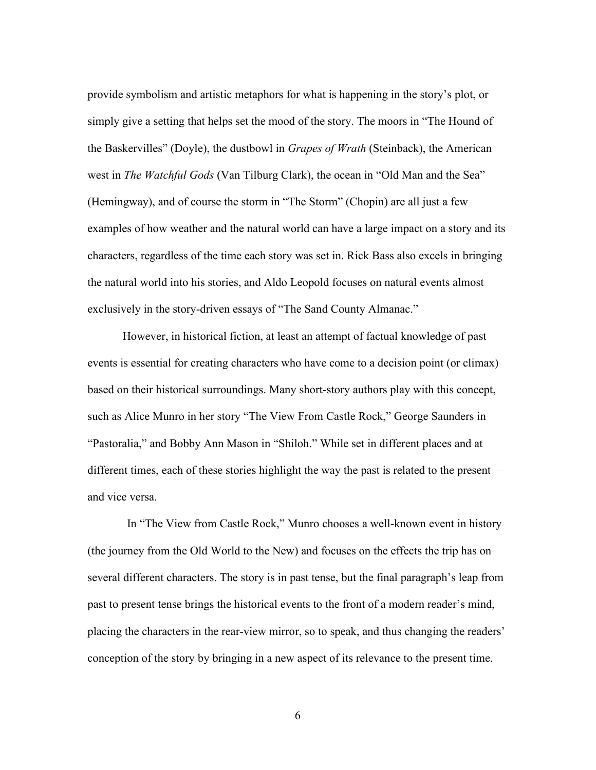provide symbolism and artistic metaphors for what is happening in the story's plot, or simply give a setting that helps set the mood of the story. The moors in "The Hound of the Baskervilles" (Doyle), the dustbowl in *Grapes of Wrath* (Steinback), the American west in *The Watchful Gods* (Van Tilburg Clark), the ocean in "Old Man and the Sea" (Hemingway), and of course the storm in "The Storm" (Chopin) are all just a few examples of how weather and the natural world can have a large impact on a story and its characters, regardless of the time each story was set in. Rick Bass also excels in bringing the natural world into his stories, and Aldo Leopold focuses on natural events almost exclusively in the story-driven essays of "The Sand County Almanac."

However, in historical fiction, at least an attempt of factual knowledge of past events is essential for creating characters who have come to a decision point (or climax) based on their historical surroundings. Many short-story authors play with this concept, such as Alice Munro in her story "The View From Castle Rock," George Saunders in "Pastoralia," and Bobby Ann Mason in "Shiloh." While set in different places and at different times, each of these stories highlight the way the past is related to the present—and vice versa.

In "The View from Castle Rock," Munro chooses a well-known event in history (the journey from the Old World to the New) and focuses on the effects the trip has on several different characters. The story is in past tense, but the final paragraph's leap from past to present tense brings the historical events to the front of a modern reader's mind, placing the characters in the rear-view mirror, so to speak, and thus changing the readers' conception of the story by bringing in a new aspect of its relevance to the present time.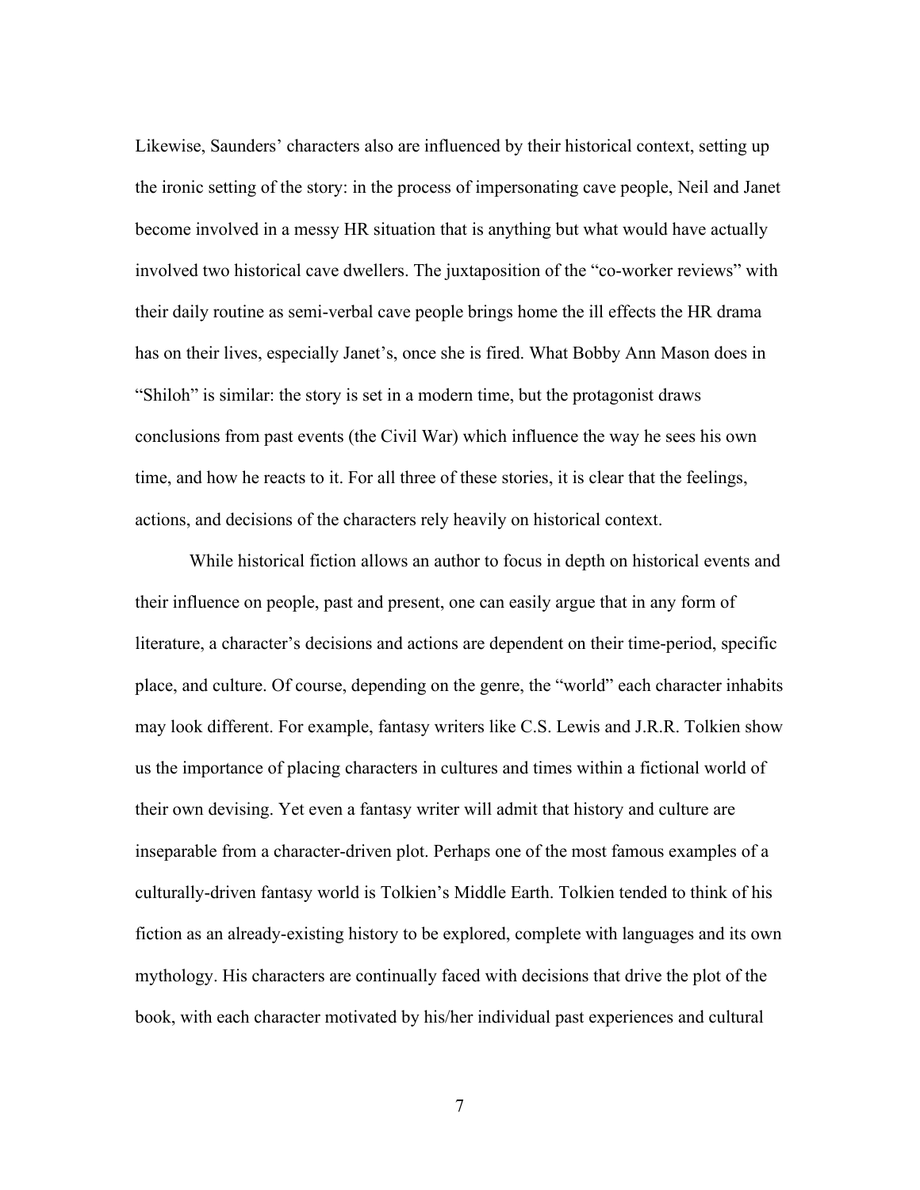Likewise, Saunders' characters also are influenced by their historical context, setting up the ironic setting of the story: in the process of impersonating cave people, Neil and Janet become involved in a messy HR situation that is anything but what would have actually involved two historical cave dwellers. The juxtaposition of the "co-worker reviews" with their daily routine as semi-verbal cave people brings home the ill effects the HR drama has on their lives, especially Janet's, once she is fired. What Bobby Ann Mason does in "Shiloh" is similar: the story is set in a modern time, but the protagonist draws conclusions from past events (the Civil War) which influence the way he sees his own time, and how he reacts to it. For all three of these stories, it is clear that the feelings, actions, and decisions of the characters rely heavily on historical context.

While historical fiction allows an author to focus in depth on historical events and their influence on people, past and present, one can easily argue that in any form of literature, a character's decisions and actions are dependent on their time-period, specific place, and culture. Of course, depending on the genre, the "world" each character inhabits may look different. For example, fantasy writers like C.S. Lewis and J.R.R. Tolkien show us the importance of placing characters in cultures and times within a fictional world of their own devising. Yet even a fantasy writer will admit that history and culture are inseparable from a character-driven plot. Perhaps one of the most famous examples of a culturally-driven fantasy world is Tolkien's Middle Earth. Tolkien tended to think of his fiction as an already-existing history to be explored, complete with languages and its own mythology. His characters are continually faced with decisions that drive the plot of the book, with each character motivated by his/her individual past experiences and cultural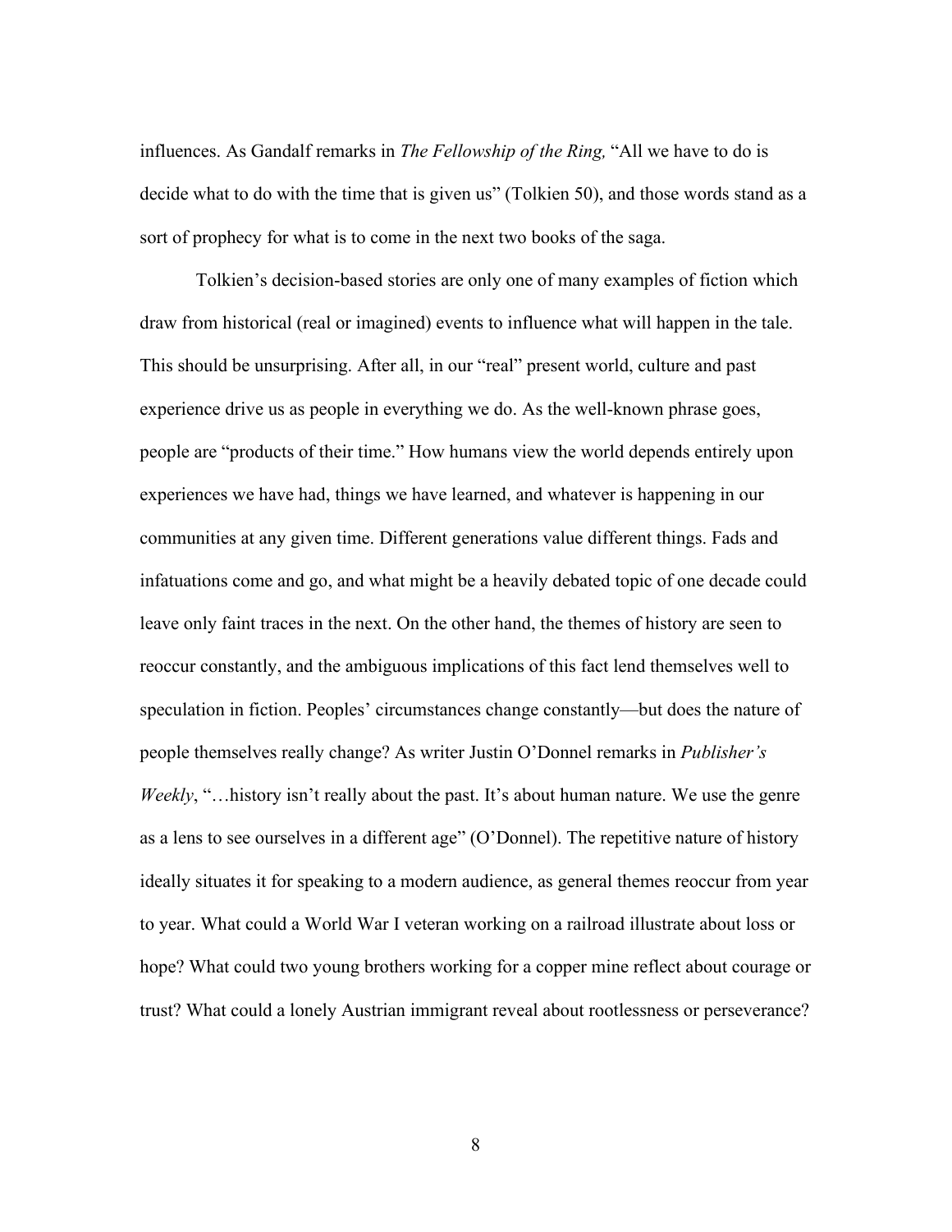influences. As Gandalf remarks in *The Fellowship of the Ring,* "All we have to do is decide what to do with the time that is given us" (Tolkien 50), and those words stand as a sort of prophecy for what is to come in the next two books of the saga.

Tolkien's decision-based stories are only one of many examples of fiction which draw from historical (real or imagined) events to influence what will happen in the tale. This should be unsurprising. After all, in our "real" present world, culture and past experience drive us as people in everything we do. As the well-known phrase goes, people are "products of their time." How humans view the world depends entirely upon experiences we have had, things we have learned, and whatever is happening in our communities at any given time. Different generations value different things. Fads and infatuations come and go, and what might be a heavily debated topic of one decade could leave only faint traces in the next. On the other hand, the themes of history are seen to reoccur constantly, and the ambiguous implications of this fact lend themselves well to speculation in fiction. Peoples' circumstances change constantly—but does the nature of people themselves really change? As writer Justin O'Donnel remarks in *Publisher's Weekly*, "…history isn't really about the past. It's about human nature. We use the genre as a lens to see ourselves in a different age" (O'Donnel). The repetitive nature of history ideally situates it for speaking to a modern audience, as general themes reoccur from year to year. What could a World War I veteran working on a railroad illustrate about loss or hope? What could two young brothers working for a copper mine reflect about courage or trust? What could a lonely Austrian immigrant reveal about rootlessness or perseverance?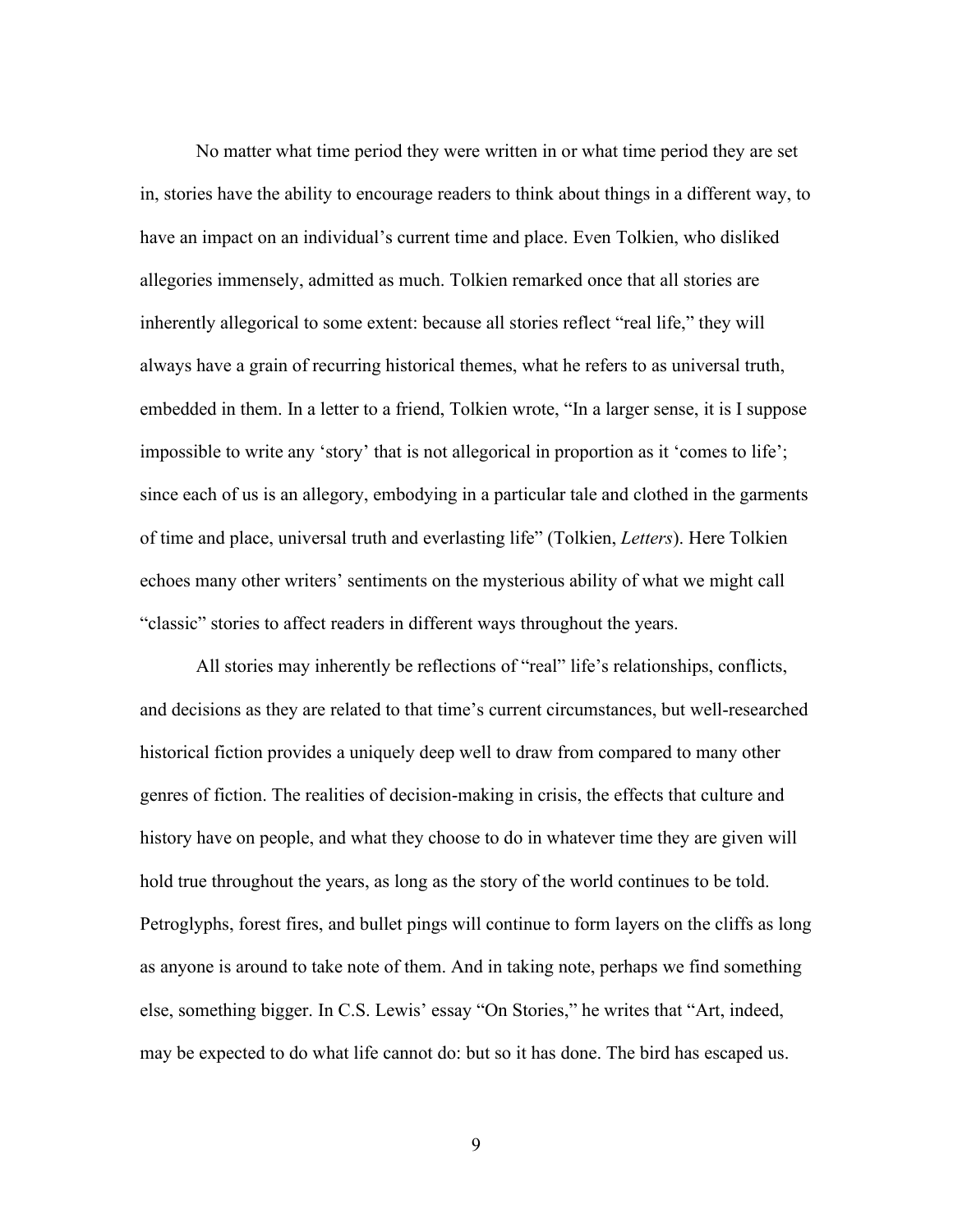No matter what time period they were written in or what time period they are set in, stories have the ability to encourage readers to think about things in a different way, to have an impact on an individual's current time and place. Even Tolkien, who disliked allegories immensely, admitted as much. Tolkien remarked once that all stories are inherently allegorical to some extent: because all stories reflect "real life," they will always have a grain of recurring historical themes, what he refers to as universal truth, embedded in them. In a letter to a friend, Tolkien wrote, "In a larger sense, it is I suppose impossible to write any 'story' that is not allegorical in proportion as it 'comes to life'; since each of us is an allegory, embodying in a particular tale and clothed in the garments of time and place, universal truth and everlasting life" (Tolkien, *Letters*). Here Tolkien echoes many other writers' sentiments on the mysterious ability of what we might call "classic" stories to affect readers in different ways throughout the years.

All stories may inherently be reflections of "real" life's relationships, conflicts, and decisions as they are related to that time's current circumstances, but well-researched historical fiction provides a uniquely deep well to draw from compared to many other genres of fiction. The realities of decision-making in crisis, the effects that culture and history have on people, and what they choose to do in whatever time they are given will hold true throughout the years, as long as the story of the world continues to be told. Petroglyphs, forest fires, and bullet pings will continue to form layers on the cliffs as long as anyone is around to take note of them. And in taking note, perhaps we find something else, something bigger. In C.S. Lewis' essay "On Stories," he writes that "Art, indeed, may be expected to do what life cannot do: but so it has done. The bird has escaped us.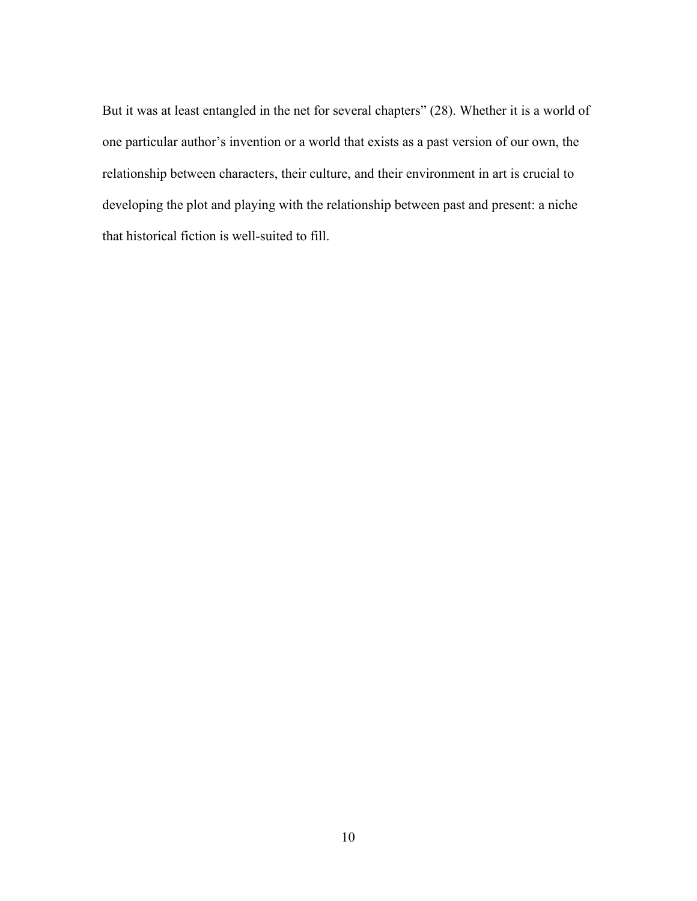But it was at least entangled in the net for several chapters" (28). Whether it is a world of one particular author's invention or a world that exists as a past version of our own, the relationship between characters, their culture, and their environment in art is crucial to developing the plot and playing with the relationship between past and present: a niche that historical fiction is well-suited to fill.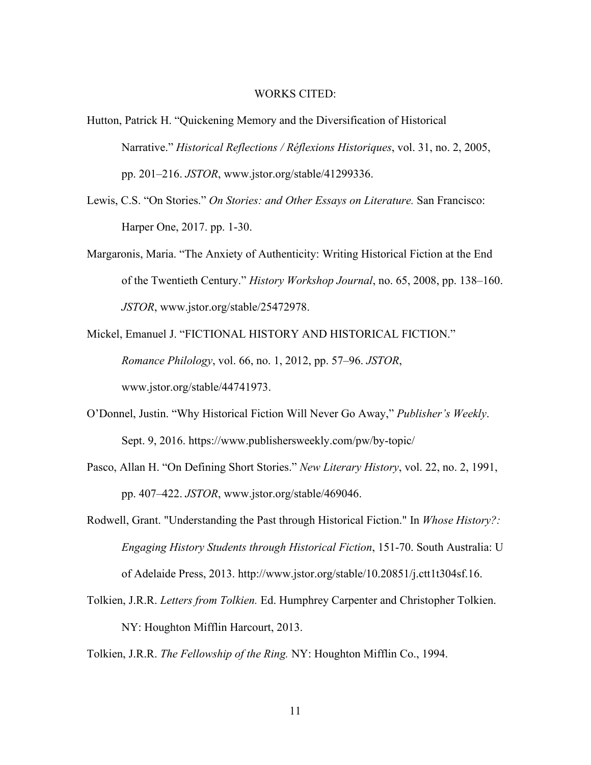# WORKS CITED:

Hutton, Patrick H. "Quickening Memory and the Diversification of Historical Narrative." *Historical Reflections / Réflexions Historiques*, vol. 31, no. 2, 2005, pp. 201–216. *JSTOR*, www.jstor.org/stable/41299336.

Lewis, C.S. "On Stories." *On Stories: and Other Essays on Literature.* San Francisco: Harper One, 2017. pp. 1-30.

Margaronis, Maria. "The Anxiety of Authenticity: Writing Historical Fiction at the End of the Twentieth Century." *History Workshop Journal*, no. 65, 2008, pp. 138–160. *JSTOR*, www.jstor.org/stable/25472978.

Mickel, Emanuel J. "FICTIONAL HISTORY AND HISTORICAL FICTION." *Romance Philology*, vol. 66, no. 1, 2012, pp. 57–96. *JSTOR*, www.jstor.org/stable/44741973.

O'Donnel, Justin. "Why Historical Fiction Will Never Go Away," *Publisher's Weekly*. Sept. 9, 2016. https://www.publishersweekly.com/pw/by-topic/

Pasco, Allan H. "On Defining Short Stories." *New Literary History*, vol. 22, no. 2, 1991, pp. 407–422. *JSTOR*, www.jstor.org/stable/469046.

Rodwell, Grant. "Understanding the Past through Historical Fiction." In *Whose History?: Engaging History Students through Historical Fiction*, 151-70. South Australia: U of Adelaide Press, 2013. http://www.jstor.org/stable/10.20851/j.ctt1t304sf.16.

Tolkien, J.R.R. *Letters from Tolkien.* Ed. Humphrey Carpenter and Christopher Tolkien. NY: Houghton Mifflin Harcourt, 2013.

Tolkien, J.R.R. *The Fellowship of the Ring.* NY: Houghton Mifflin Co., 1994.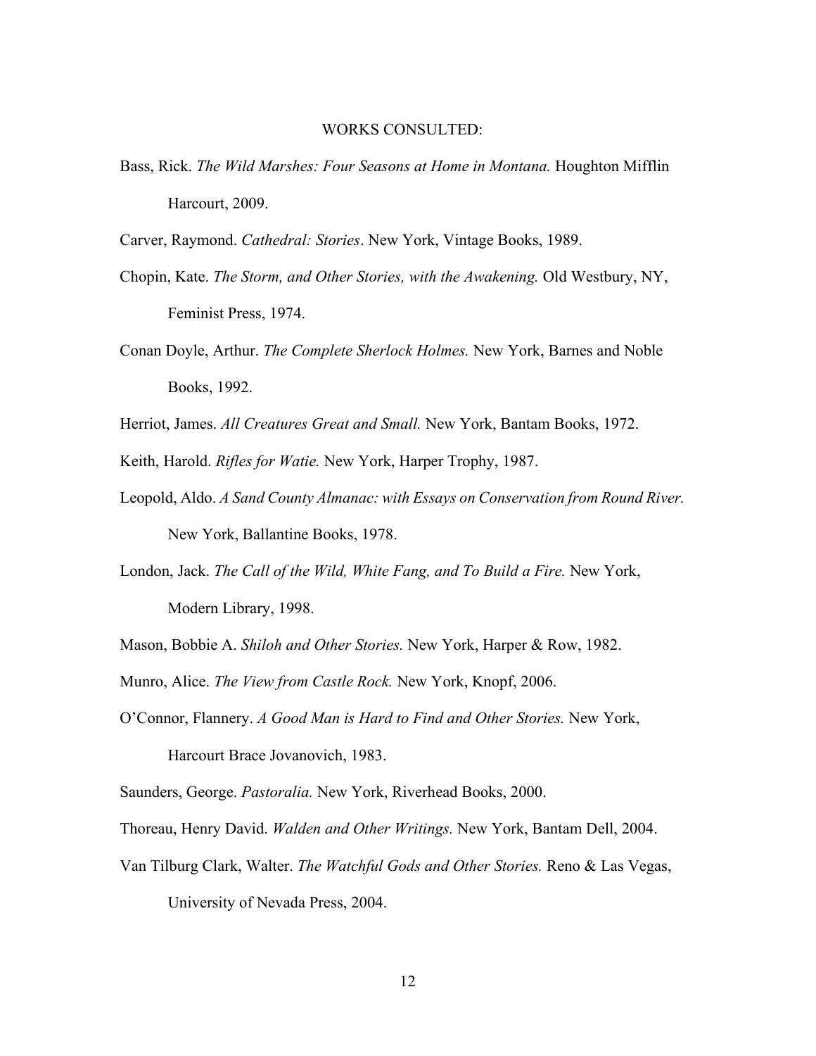# WORKS CONSULTED:

Bass, Rick. *The Wild Marshes: Four Seasons at Home in Montana.* Houghton Mifflin Harcourt, 2009.

Carver, Raymond. *Cathedral: Stories*. New York, Vintage Books, 1989.

Chopin, Kate. *The Storm, and Other Stories, with the Awakening.* Old Westbury, NY, Feminist Press, 1974.

Conan Doyle, Arthur. *The Complete Sherlock Holmes.* New York, Barnes and Noble Books, 1992.

Herriot, James. *All Creatures Great and Small.* New York, Bantam Books, 1972.

Keith, Harold. *Rifles for Watie.* New York, Harper Trophy, 1987.

Leopold, Aldo. *A Sand County Almanac: with Essays on Conservation from Round River.* New York, Ballantine Books, 1978.

London, Jack. *The Call of the Wild, White Fang, and To Build a Fire.* New York, Modern Library, 1998.

Mason, Bobbie A. *Shiloh and Other Stories.* New York, Harper & Row, 1982.

Munro, Alice. *The View from Castle Rock.* New York, Knopf, 2006.

O'Connor, Flannery. *A Good Man is Hard to Find and Other Stories.* New York, Harcourt Brace Jovanovich, 1983.

Saunders, George. *Pastoralia.* New York, Riverhead Books, 2000.

Thoreau, Henry David. *Walden and Other Writings.* New York, Bantam Dell, 2004.

Van Tilburg Clark, Walter. *The Watchful Gods and Other Stories.* Reno & Las Vegas, University of Nevada Press, 2004.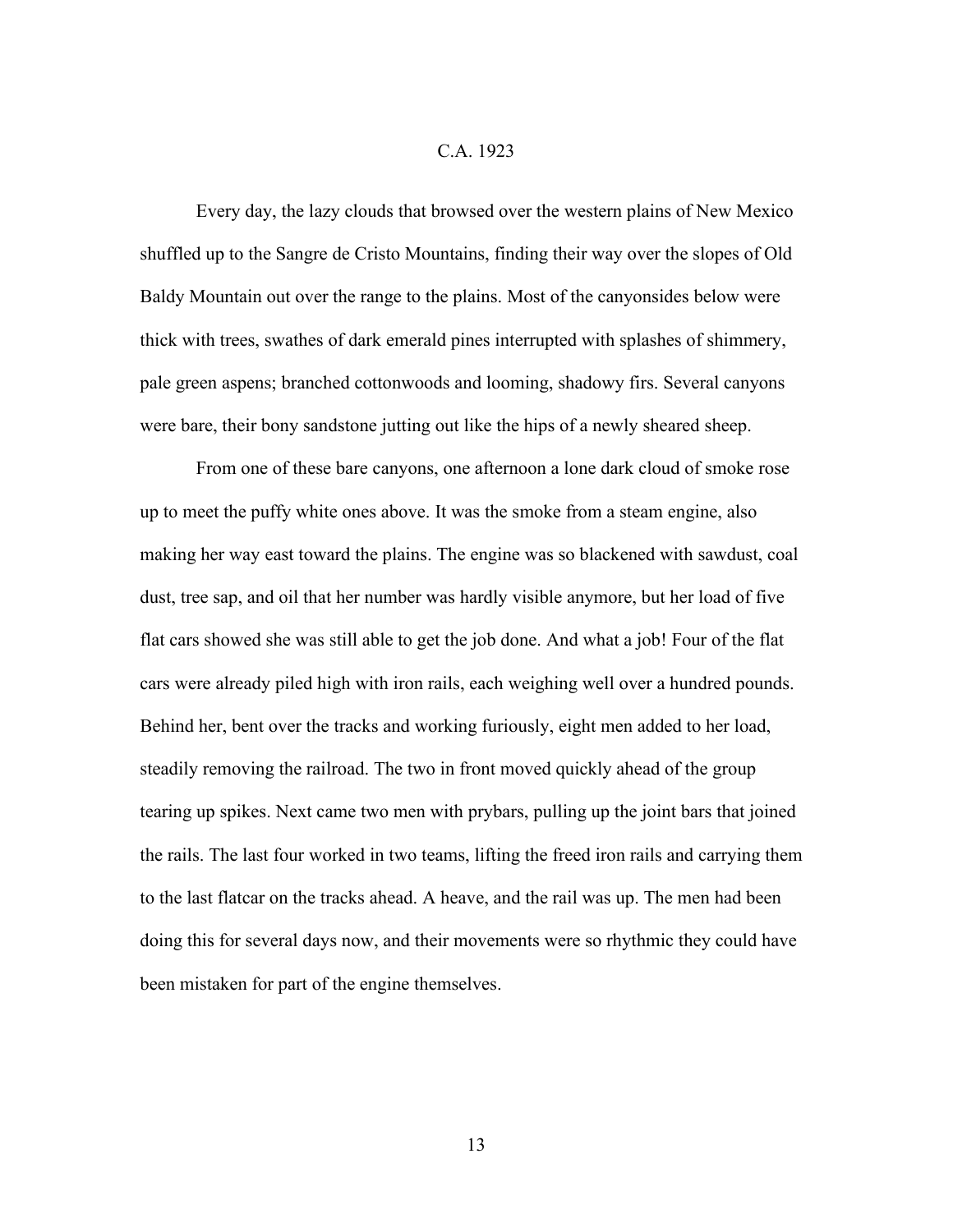## C.A. 1923

Every day, the lazy clouds that browsed over the western plains of New Mexico shuffled up to the Sangre de Cristo Mountains, finding their way over the slopes of Old Baldy Mountain out over the range to the plains. Most of the canyonsides below were thick with trees, swathes of dark emerald pines interrupted with splashes of shimmery, pale green aspens; branched cottonwoods and looming, shadowy firs. Several canyons were bare, their bony sandstone jutting out like the hips of a newly sheared sheep.

From one of these bare canyons, one afternoon a lone dark cloud of smoke rose up to meet the puffy white ones above. It was the smoke from a steam engine, also making her way east toward the plains. The engine was so blackened with sawdust, coal dust, tree sap, and oil that her number was hardly visible anymore, but her load of five flat cars showed she was still able to get the job done. And what a job! Four of the flat cars were already piled high with iron rails, each weighing well over a hundred pounds. Behind her, bent over the tracks and working furiously, eight men added to her load, steadily removing the railroad. The two in front moved quickly ahead of the group tearing up spikes. Next came two men with prybars, pulling up the joint bars that joined the rails. The last four worked in two teams, lifting the freed iron rails and carrying them to the last flatcar on the tracks ahead. A heave, and the rail was up. The men had been doing this for several days now, and their movements were so rhythmic they could have been mistaken for part of the engine themselves.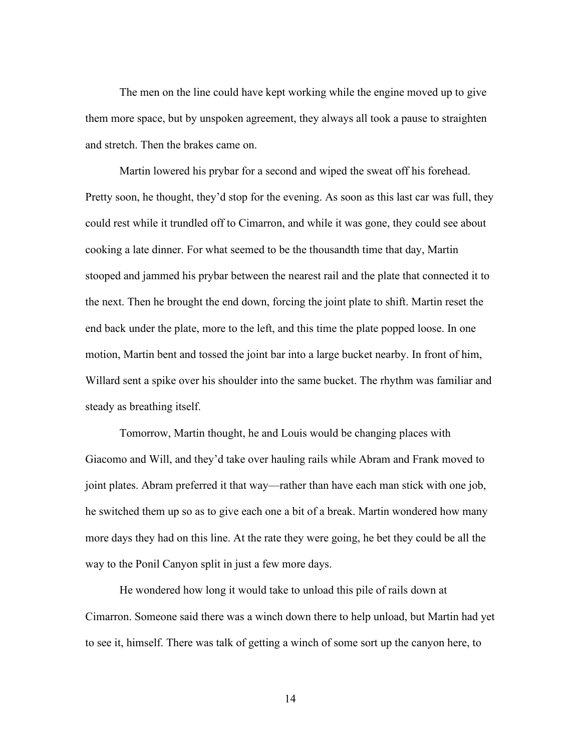The men on the line could have kept working while the engine moved up to give them more space, but by unspoken agreement, they always all took a pause to straighten and stretch. Then the brakes came on.

Martin lowered his prybar for a second and wiped the sweat off his forehead. Pretty soon, he thought, they'd stop for the evening. As soon as this last car was full, they could rest while it trundled off to Cimarron, and while it was gone, they could see about cooking a late dinner. For what seemed to be the thousandth time that day, Martin stooped and jammed his prybar between the nearest rail and the plate that connected it to the next. Then he brought the end down, forcing the joint plate to shift. Martin reset the end back under the plate, more to the left, and this time the plate popped loose. In one motion, Martin bent and tossed the joint bar into a large bucket nearby. In front of him, Willard sent a spike over his shoulder into the same bucket. The rhythm was familiar and steady as breathing itself.

Tomorrow, Martin thought, he and Louis would be changing places with Giacomo and Will, and they'd take over hauling rails while Abram and Frank moved to joint plates. Abram preferred it that way—rather than have each man stick with one job, he switched them up so as to give each one a bit of a break. Martin wondered how many more days they had on this line. At the rate they were going, he bet they could be all the way to the Ponil Canyon split in just a few more days.

He wondered how long it would take to unload this pile of rails down at Cimarron. Someone said there was a winch down there to help unload, but Martin had yet to see it, himself. There was talk of getting a winch of some sort up the canyon here, to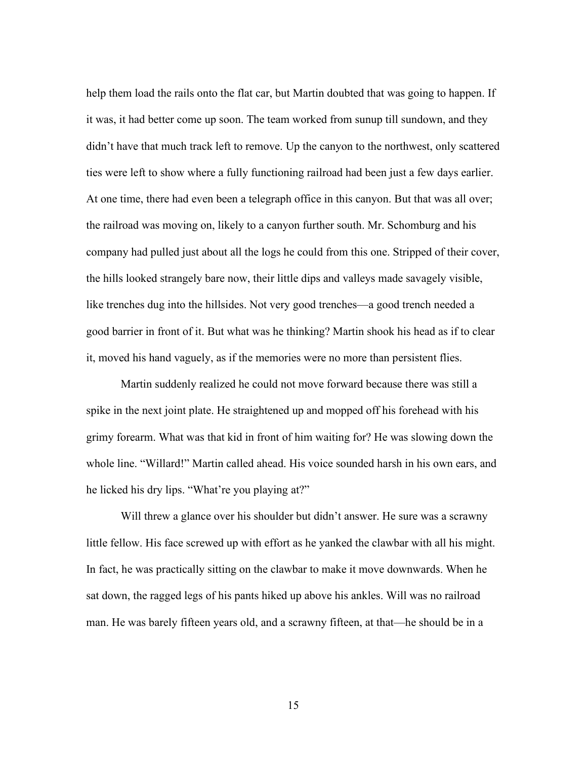help them load the rails onto the flat car, but Martin doubted that was going to happen. If it was, it had better come up soon. The team worked from sunup till sundown, and they didn't have that much track left to remove. Up the canyon to the northwest, only scattered ties were left to show where a fully functioning railroad had been just a few days earlier. At one time, there had even been a telegraph office in this canyon. But that was all over; the railroad was moving on, likely to a canyon further south. Mr. Schomburg and his company had pulled just about all the logs he could from this one. Stripped of their cover, the hills looked strangely bare now, their little dips and valleys made savagely visible, like trenches dug into the hillsides. Not very good trenches—a good trench needed a good barrier in front of it. But what was he thinking? Martin shook his head as if to clear it, moved his hand vaguely, as if the memories were no more than persistent flies.

Martin suddenly realized he could not move forward because there was still a spike in the next joint plate. He straightened up and mopped off his forehead with his grimy forearm. What was that kid in front of him waiting for? He was slowing down the whole line. "Willard!" Martin called ahead. His voice sounded harsh in his own ears, and he licked his dry lips. "What're you playing at?"

Will threw a glance over his shoulder but didn't answer. He sure was a scrawny little fellow. His face screwed up with effort as he yanked the clawbar with all his might. In fact, he was practically sitting on the clawbar to make it move downwards. When he sat down, the ragged legs of his pants hiked up above his ankles. Will was no railroad man. He was barely fifteen years old, and a scrawny fifteen, at that—he should be in a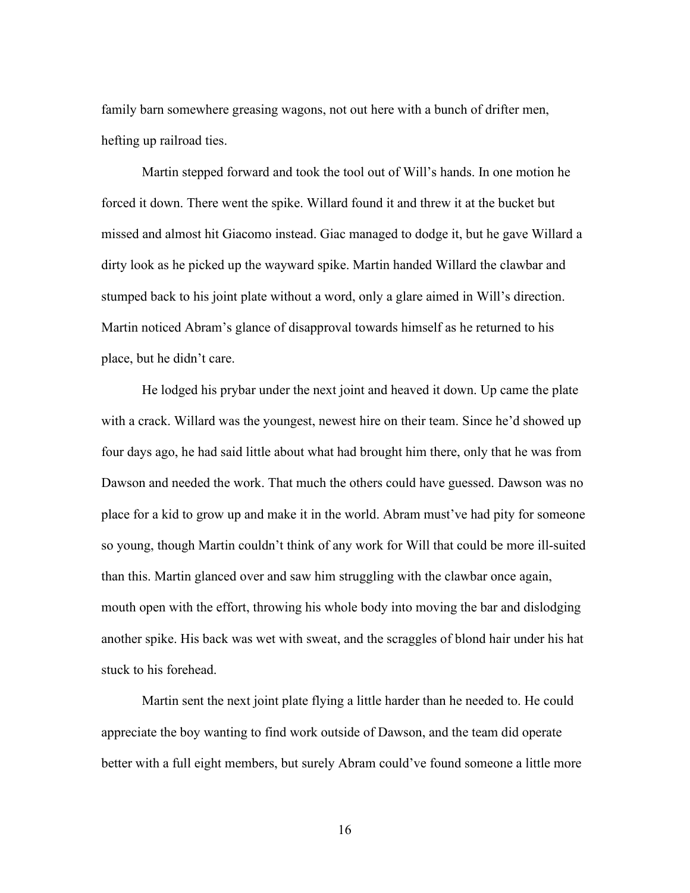family barn somewhere greasing wagons, not out here with a bunch of drifter men, hefting up railroad ties.

Martin stepped forward and took the tool out of Will's hands. In one motion he forced it down. There went the spike. Willard found it and threw it at the bucket but missed and almost hit Giacomo instead. Giac managed to dodge it, but he gave Willard a dirty look as he picked up the wayward spike. Martin handed Willard the clawbar and stumped back to his joint plate without a word, only a glare aimed in Will's direction. Martin noticed Abram's glance of disapproval towards himself as he returned to his place, but he didn't care.

He lodged his prybar under the next joint and heaved it down. Up came the plate with a crack. Willard was the youngest, newest hire on their team. Since he'd showed up four days ago, he had said little about what had brought him there, only that he was from Dawson and needed the work. That much the others could have guessed. Dawson was no place for a kid to grow up and make it in the world. Abram must've had pity for someone so young, though Martin couldn't think of any work for Will that could be more ill-suited than this. Martin glanced over and saw him struggling with the clawbar once again, mouth open with the effort, throwing his whole body into moving the bar and dislodging another spike. His back was wet with sweat, and the scraggles of blond hair under his hat stuck to his forehead.

Martin sent the next joint plate flying a little harder than he needed to. He could appreciate the boy wanting to find work outside of Dawson, and the team did operate better with a full eight members, but surely Abram could've found someone a little more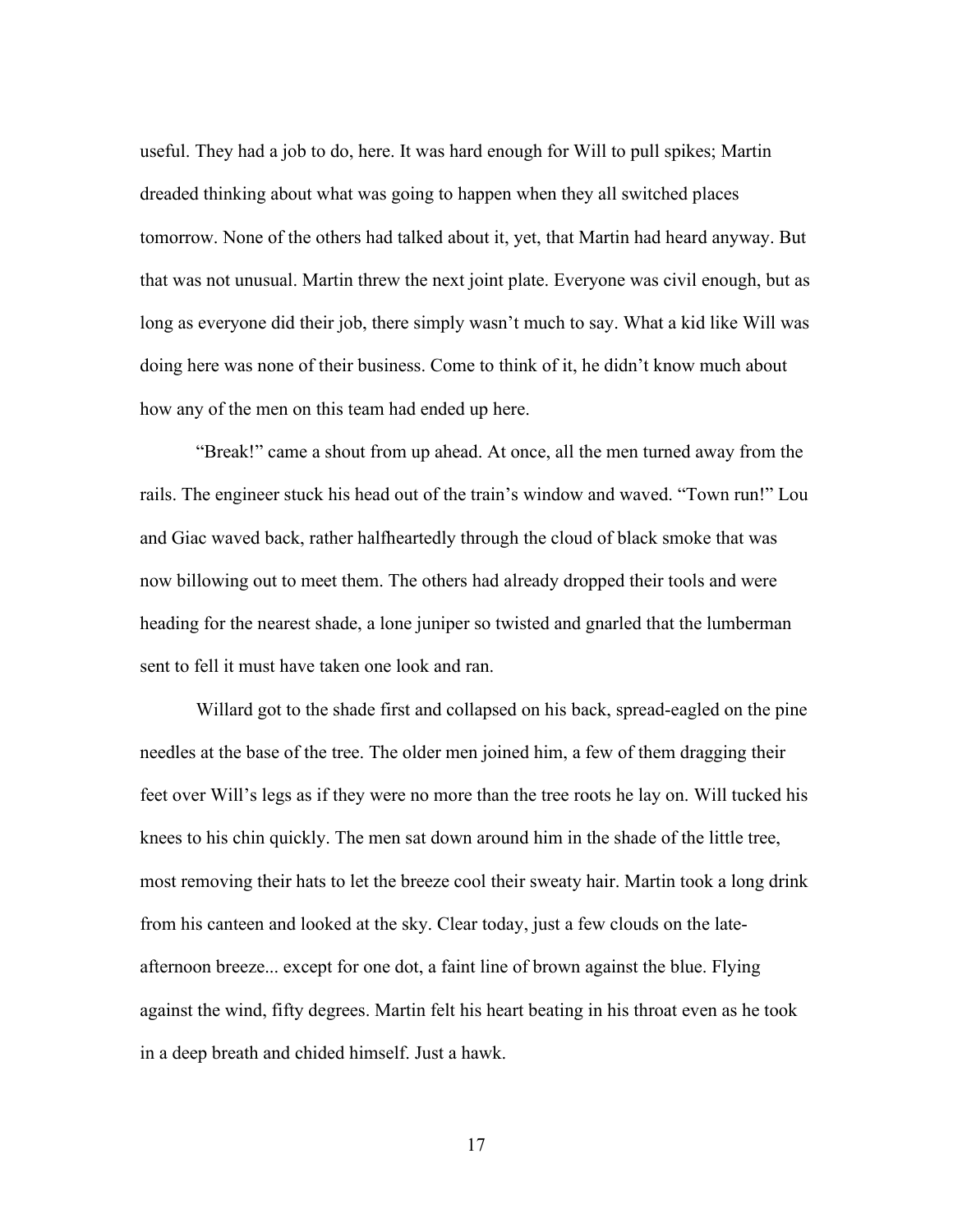useful. They had a job to do, here. It was hard enough for Will to pull spikes; Martin dreaded thinking about what was going to happen when they all switched places tomorrow. None of the others had talked about it, yet, that Martin had heard anyway. But that was not unusual. Martin threw the next joint plate. Everyone was civil enough, but as long as everyone did their job, there simply wasn't much to say. What a kid like Will was doing here was none of their business. Come to think of it, he didn't know much about how any of the men on this team had ended up here.

"Break!" came a shout from up ahead. At once, all the men turned away from the rails. The engineer stuck his head out of the train's window and waved. "Town run!" Lou and Giac waved back, rather halfheartedly through the cloud of black smoke that was now billowing out to meet them. The others had already dropped their tools and were heading for the nearest shade, a lone juniper so twisted and gnarled that the lumberman sent to fell it must have taken one look and ran.

Willard got to the shade first and collapsed on his back, spread-eagled on the pine needles at the base of the tree. The older men joined him, a few of them dragging their feet over Will's legs as if they were no more than the tree roots he lay on. Will tucked his knees to his chin quickly. The men sat down around him in the shade of the little tree, most removing their hats to let the breeze cool their sweaty hair. Martin took a long drink from his canteen and looked at the sky. Clear today, just a few clouds on the late-afternoon breeze... except for one dot, a faint line of brown against the blue. Flying against the wind, fifty degrees. Martin felt his heart beating in his throat even as he took in a deep breath and chided himself. Just a hawk.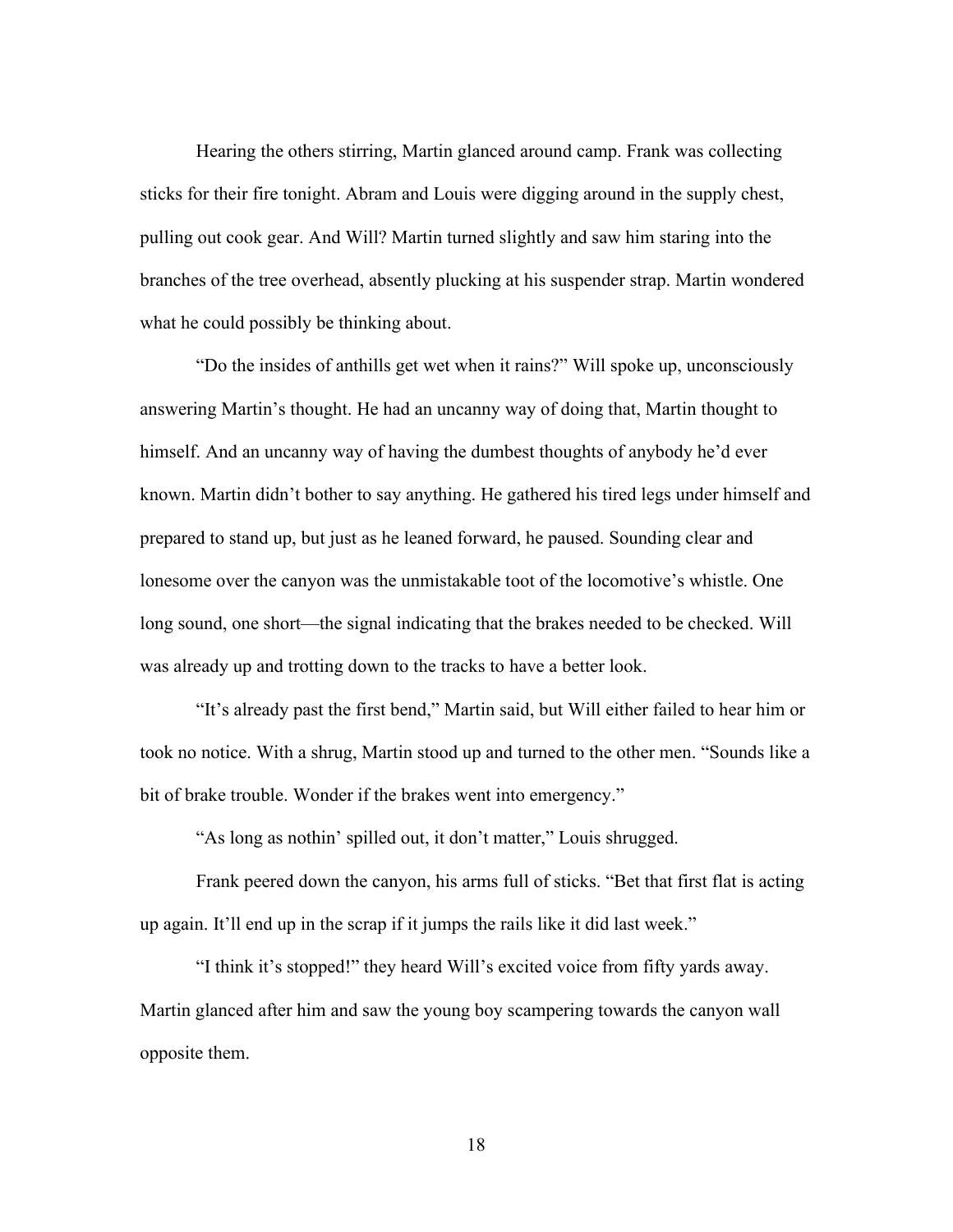Hearing the others stirring, Martin glanced around camp. Frank was collecting sticks for their fire tonight. Abram and Louis were digging around in the supply chest, pulling out cook gear. And Will? Martin turned slightly and saw him staring into the branches of the tree overhead, absently plucking at his suspender strap. Martin wondered what he could possibly be thinking about.

"Do the insides of anthills get wet when it rains?" Will spoke up, unconsciously answering Martin's thought. He had an uncanny way of doing that, Martin thought to himself. And an uncanny way of having the dumbest thoughts of anybody he'd ever known. Martin didn't bother to say anything. He gathered his tired legs under himself and prepared to stand up, but just as he leaned forward, he paused. Sounding clear and lonesome over the canyon was the unmistakable toot of the locomotive's whistle. One long sound, one short—the signal indicating that the brakes needed to be checked. Will was already up and trotting down to the tracks to have a better look.

"It's already past the first bend," Martin said, but Will either failed to hear him or took no notice. With a shrug, Martin stood up and turned to the other men. "Sounds like a bit of brake trouble. Wonder if the brakes went into emergency."

"As long as nothin' spilled out, it don't matter," Louis shrugged.

Frank peered down the canyon, his arms full of sticks. "Bet that first flat is acting up again. It'll end up in the scrap if it jumps the rails like it did last week."

"I think it's stopped!" they heard Will's excited voice from fifty yards away. Martin glanced after him and saw the young boy scampering towards the canyon wall opposite them.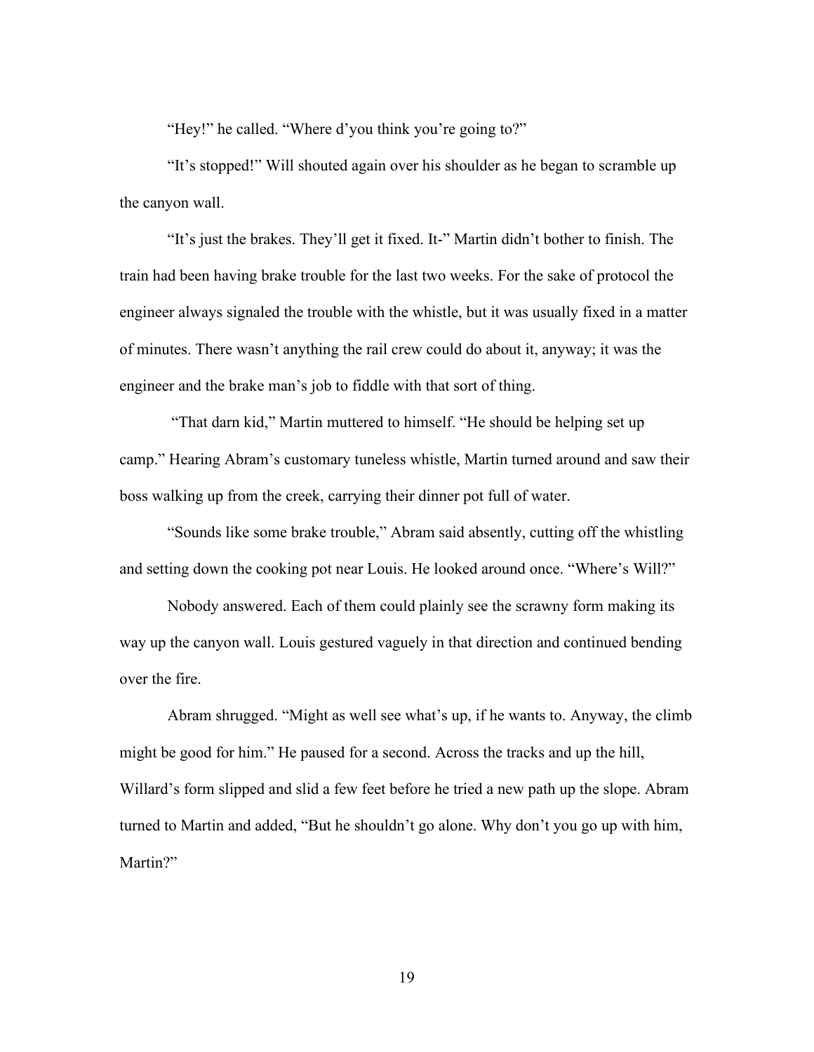"Hey!" he called. "Where d'you think you're going to?"

"It's stopped!" Will shouted again over his shoulder as he began to scramble up the canyon wall.

"It's just the brakes. They'll get it fixed. It-" Martin didn't bother to finish. The train had been having brake trouble for the last two weeks. For the sake of protocol the engineer always signaled the trouble with the whistle, but it was usually fixed in a matter of minutes. There wasn't anything the rail crew could do about it, anyway; it was the engineer and the brake man's job to fiddle with that sort of thing.

"That darn kid," Martin muttered to himself. "He should be helping set up camp." Hearing Abram's customary tuneless whistle, Martin turned around and saw their boss walking up from the creek, carrying their dinner pot full of water.

"Sounds like some brake trouble," Abram said absently, cutting off the whistling and setting down the cooking pot near Louis. He looked around once. "Where's Will?"

Nobody answered. Each of them could plainly see the scrawny form making its way up the canyon wall. Louis gestured vaguely in that direction and continued bending over the fire.

Abram shrugged. "Might as well see what's up, if he wants to. Anyway, the climb might be good for him." He paused for a second. Across the tracks and up the hill, Willard's form slipped and slid a few feet before he tried a new path up the slope. Abram turned to Martin and added, "But he shouldn't go alone. Why don't you go up with him, Martin?"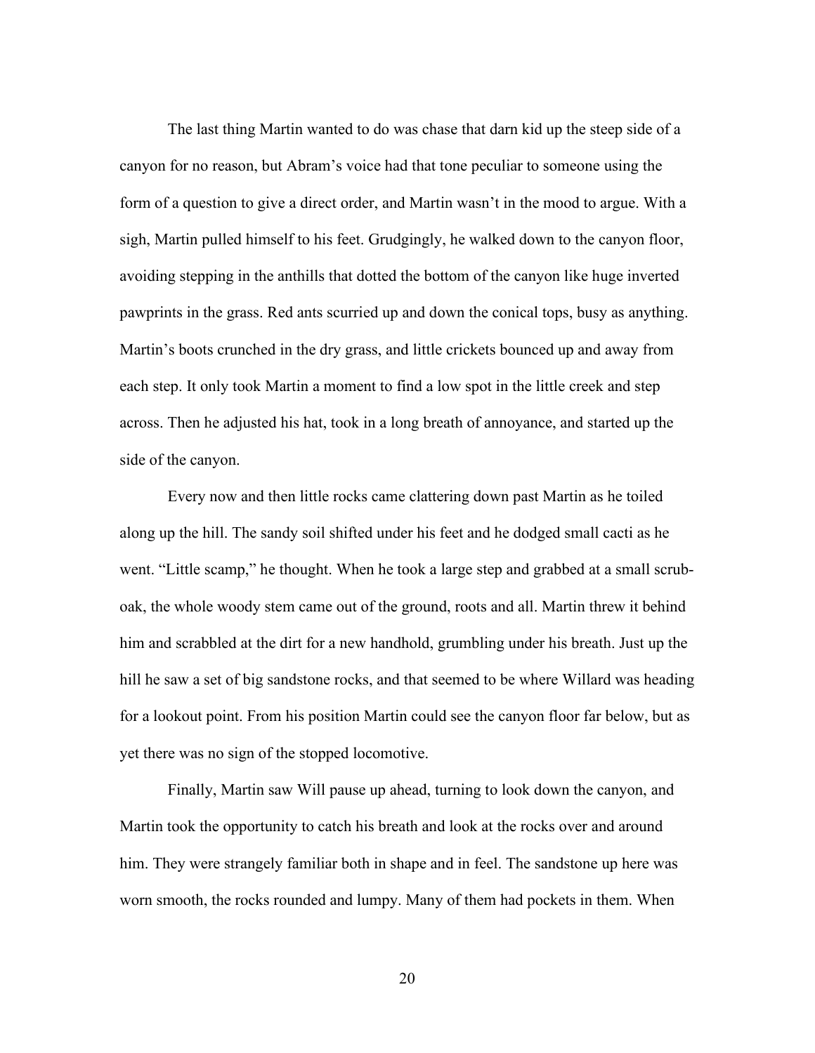The last thing Martin wanted to do was chase that darn kid up the steep side of a canyon for no reason, but Abram's voice had that tone peculiar to someone using the form of a question to give a direct order, and Martin wasn't in the mood to argue. With a sigh, Martin pulled himself to his feet. Grudgingly, he walked down to the canyon floor, avoiding stepping in the anthills that dotted the bottom of the canyon like huge inverted pawprints in the grass. Red ants scurried up and down the conical tops, busy as anything. Martin's boots crunched in the dry grass, and little crickets bounced up and away from each step. It only took Martin a moment to find a low spot in the little creek and step across. Then he adjusted his hat, took in a long breath of annoyance, and started up the side of the canyon.

Every now and then little rocks came clattering down past Martin as he toiled along up the hill. The sandy soil shifted under his feet and he dodged small cacti as he went. "Little scamp," he thought. When he took a large step and grabbed at a small scrub-oak, the whole woody stem came out of the ground, roots and all. Martin threw it behind him and scrabbled at the dirt for a new handhold, grumbling under his breath. Just up the hill he saw a set of big sandstone rocks, and that seemed to be where Willard was heading for a lookout point. From his position Martin could see the canyon floor far below, but as yet there was no sign of the stopped locomotive.

Finally, Martin saw Will pause up ahead, turning to look down the canyon, and Martin took the opportunity to catch his breath and look at the rocks over and around him. They were strangely familiar both in shape and in feel. The sandstone up here was worn smooth, the rocks rounded and lumpy. Many of them had pockets in them. When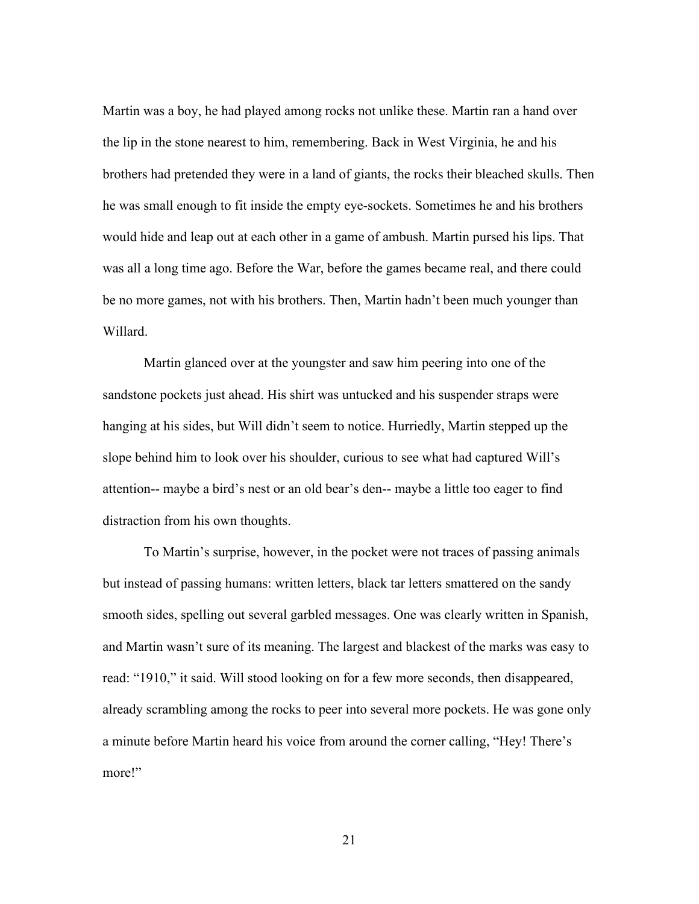Martin was a boy, he had played among rocks not unlike these. Martin ran a hand over the lip in the stone nearest to him, remembering. Back in West Virginia, he and his brothers had pretended they were in a land of giants, the rocks their bleached skulls. Then he was small enough to fit inside the empty eye-sockets. Sometimes he and his brothers would hide and leap out at each other in a game of ambush. Martin pursed his lips. That was all a long time ago. Before the War, before the games became real, and there could be no more games, not with his brothers. Then, Martin hadn't been much younger than Willard.

Martin glanced over at the youngster and saw him peering into one of the sandstone pockets just ahead. His shirt was untucked and his suspender straps were hanging at his sides, but Will didn't seem to notice. Hurriedly, Martin stepped up the slope behind him to look over his shoulder, curious to see what had captured Will's attention-- maybe a bird's nest or an old bear's den-- maybe a little too eager to find distraction from his own thoughts.

To Martin's surprise, however, in the pocket were not traces of passing animals but instead of passing humans: written letters, black tar letters smattered on the sandy smooth sides, spelling out several garbled messages. One was clearly written in Spanish, and Martin wasn't sure of its meaning. The largest and blackest of the marks was easy to read: "1910," it said. Will stood looking on for a few more seconds, then disappeared, already scrambling among the rocks to peer into several more pockets. He was gone only a minute before Martin heard his voice from around the corner calling, "Hey! There's more!"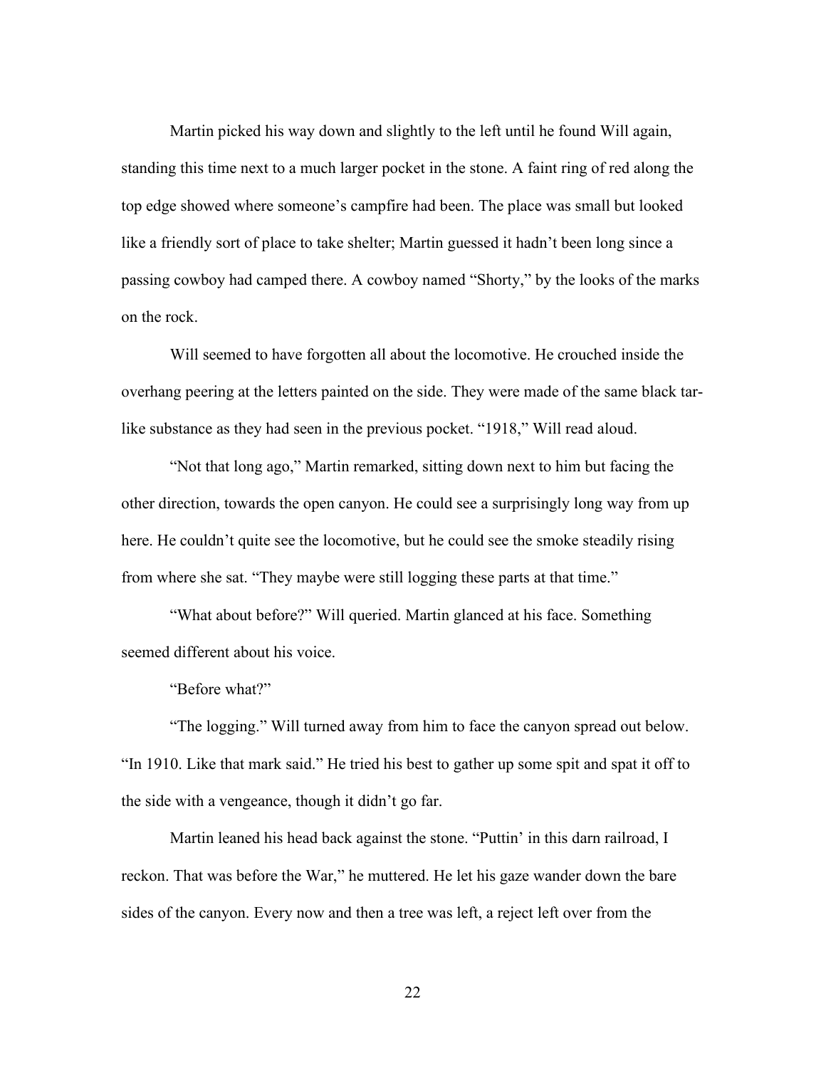Martin picked his way down and slightly to the left until he found Will again, standing this time next to a much larger pocket in the stone. A faint ring of red along the top edge showed where someone's campfire had been. The place was small but looked like a friendly sort of place to take shelter; Martin guessed it hadn't been long since a passing cowboy had camped there. A cowboy named "Shorty," by the looks of the marks on the rock.

Will seemed to have forgotten all about the locomotive. He crouched inside the overhang peering at the letters painted on the side. They were made of the same black tar-like substance as they had seen in the previous pocket. "1918," Will read aloud.

"Not that long ago," Martin remarked, sitting down next to him but facing the other direction, towards the open canyon. He could see a surprisingly long way from up here. He couldn't quite see the locomotive, but he could see the smoke steadily rising from where she sat. "They maybe were still logging these parts at that time."

"What about before?" Will queried. Martin glanced at his face. Something seemed different about his voice.

"Before what?"

"The logging." Will turned away from him to face the canyon spread out below. "In 1910. Like that mark said." He tried his best to gather up some spit and spat it off to the side with a vengeance, though it didn't go far.

Martin leaned his head back against the stone. "Puttin' in this darn railroad, I reckon. That was before the War," he muttered. He let his gaze wander down the bare sides of the canyon. Every now and then a tree was left, a reject left over from the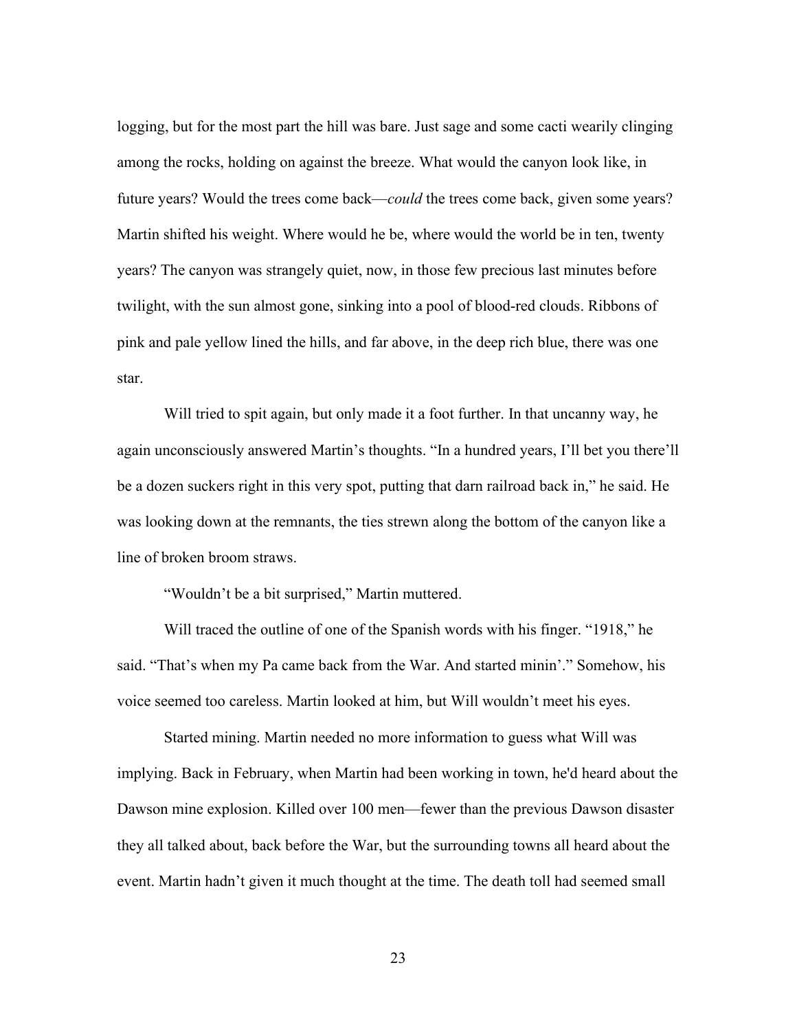logging, but for the most part the hill was bare. Just sage and some cacti wearily clinging among the rocks, holding on against the breeze. What would the canyon look like, in future years? Would the trees come back—*could* the trees come back, given some years? Martin shifted his weight. Where would he be, where would the world be in ten, twenty years? The canyon was strangely quiet, now, in those few precious last minutes before twilight, with the sun almost gone, sinking into a pool of blood-red clouds. Ribbons of pink and pale yellow lined the hills, and far above, in the deep rich blue, there was one star.

Will tried to spit again, but only made it a foot further. In that uncanny way, he again unconsciously answered Martin's thoughts. "In a hundred years, I'll bet you there'll be a dozen suckers right in this very spot, putting that darn railroad back in," he said. He was looking down at the remnants, the ties strewn along the bottom of the canyon like a line of broken broom straws.

"Wouldn't be a bit surprised," Martin muttered.

Will traced the outline of one of the Spanish words with his finger. "1918," he said. "That's when my Pa came back from the War. And started minin'." Somehow, his voice seemed too careless. Martin looked at him, but Will wouldn't meet his eyes.

Started mining. Martin needed no more information to guess what Will was implying. Back in February, when Martin had been working in town, he'd heard about the Dawson mine explosion. Killed over 100 men—fewer than the previous Dawson disaster they all talked about, back before the War, but the surrounding towns all heard about the event. Martin hadn't given it much thought at the time. The death toll had seemed small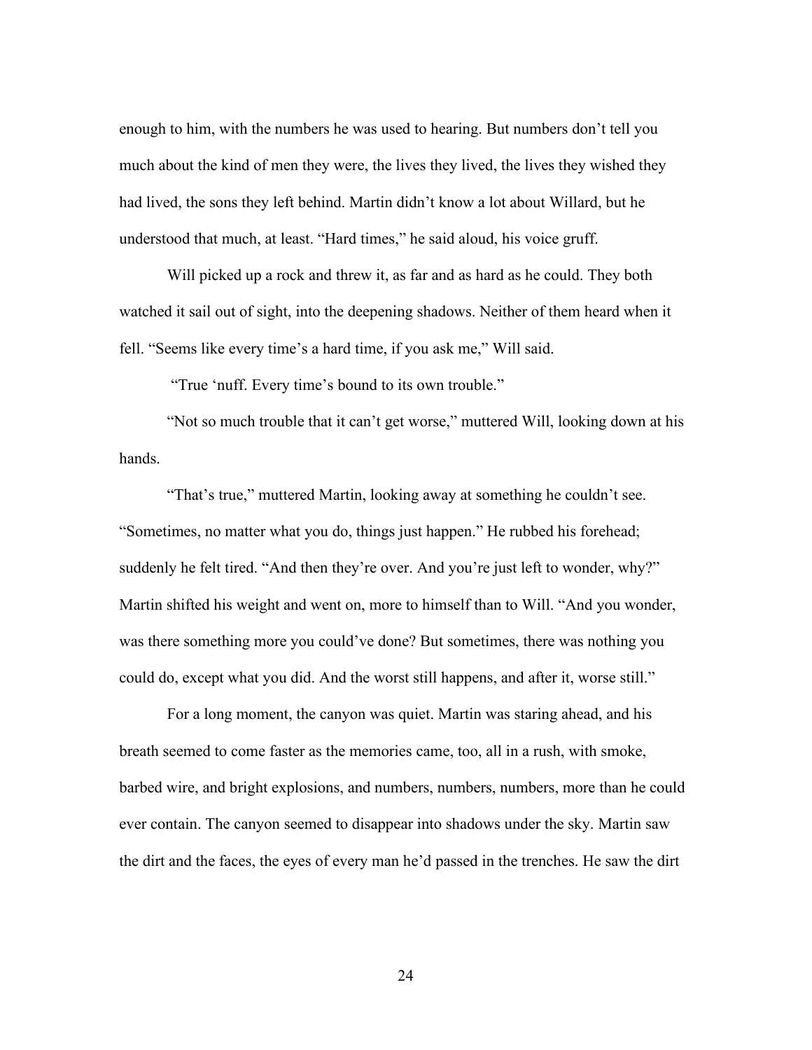enough to him, with the numbers he was used to hearing. But numbers don't tell you much about the kind of men they were, the lives they lived, the lives they wished they had lived, the sons they left behind. Martin didn't know a lot about Willard, but he understood that much, at least. "Hard times," he said aloud, his voice gruff.

Will picked up a rock and threw it, as far and as hard as he could. They both watched it sail out of sight, into the deepening shadows. Neither of them heard when it fell. "Seems like every time's a hard time, if you ask me," Will said.

"True 'nuff. Every time's bound to its own trouble."

"Not so much trouble that it can't get worse," muttered Will, looking down at his hands.

"That's true," muttered Martin, looking away at something he couldn't see. "Sometimes, no matter what you do, things just happen." He rubbed his forehead; suddenly he felt tired. "And then they're over. And you're just left to wonder, why?" Martin shifted his weight and went on, more to himself than to Will. "And you wonder, was there something more you could've done? But sometimes, there was nothing you could do, except what you did. And the worst still happens, and after it, worse still."

For a long moment, the canyon was quiet. Martin was staring ahead, and his breath seemed to come faster as the memories came, too, all in a rush, with smoke, barbed wire, and bright explosions, and numbers, numbers, numbers, more than he could ever contain. The canyon seemed to disappear into shadows under the sky. Martin saw the dirt and the faces, the eyes of every man he'd passed in the trenches. He saw the dirt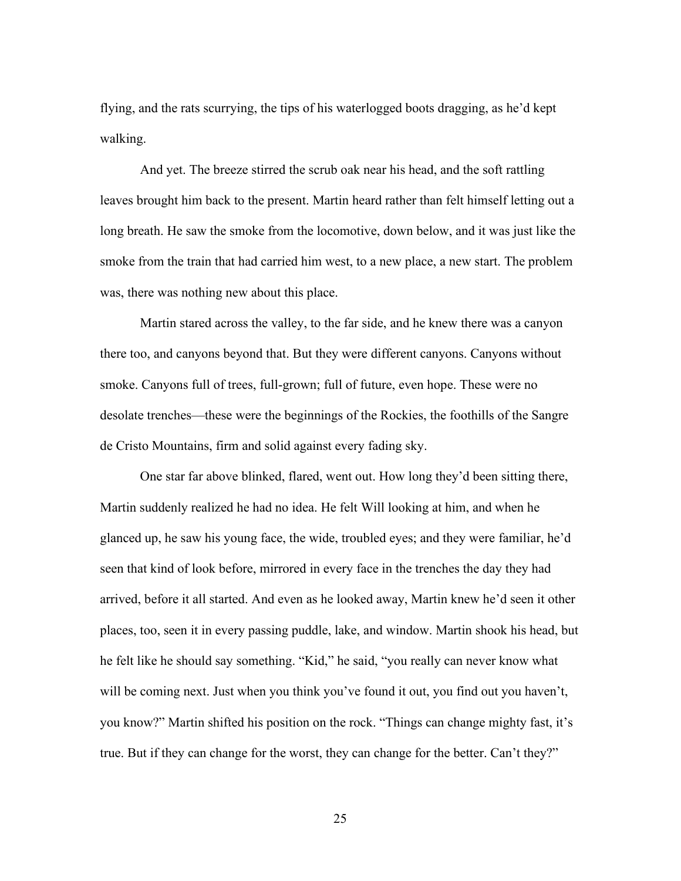flying, and the rats scurrying, the tips of his waterlogged boots dragging, as he'd kept walking.

And yet. The breeze stirred the scrub oak near his head, and the soft rattling leaves brought him back to the present. Martin heard rather than felt himself letting out a long breath. He saw the smoke from the locomotive, down below, and it was just like the smoke from the train that had carried him west, to a new place, a new start. The problem was, there was nothing new about this place.

Martin stared across the valley, to the far side, and he knew there was a canyon there too, and canyons beyond that. But they were different canyons. Canyons without smoke. Canyons full of trees, full-grown; full of future, even hope. These were no desolate trenches—these were the beginnings of the Rockies, the foothills of the Sangre de Cristo Mountains, firm and solid against every fading sky.

One star far above blinked, flared, went out. How long they'd been sitting there, Martin suddenly realized he had no idea. He felt Will looking at him, and when he glanced up, he saw his young face, the wide, troubled eyes; and they were familiar, he'd seen that kind of look before, mirrored in every face in the trenches the day they had arrived, before it all started. And even as he looked away, Martin knew he'd seen it other places, too, seen it in every passing puddle, lake, and window. Martin shook his head, but he felt like he should say something. "Kid," he said, "you really can never know what will be coming next. Just when you think you've found it out, you find out you haven't, you know?" Martin shifted his position on the rock. "Things can change mighty fast, it's true. But if they can change for the worst, they can change for the better. Can't they?"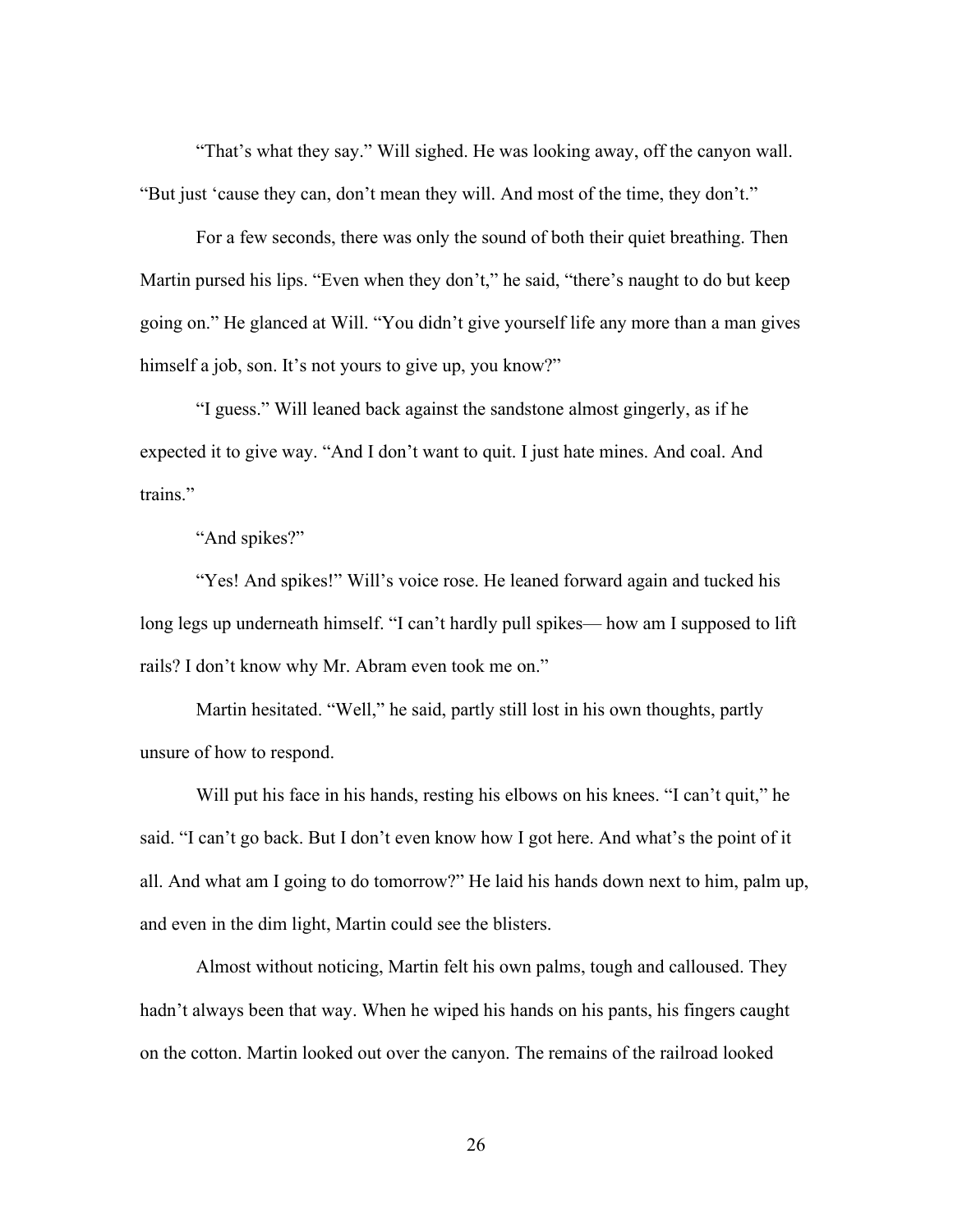"That's what they say." Will sighed. He was looking away, off the canyon wall. "But just 'cause they can, don't mean they will. And most of the time, they don't."

For a few seconds, there was only the sound of both their quiet breathing. Then Martin pursed his lips. "Even when they don't," he said, "there's naught to do but keep going on." He glanced at Will. "You didn't give yourself life any more than a man gives himself a job, son. It's not yours to give up, you know?"

"I guess." Will leaned back against the sandstone almost gingerly, as if he expected it to give way. "And I don't want to quit. I just hate mines. And coal. And trains."

"And spikes?"

"Yes! And spikes!" Will's voice rose. He leaned forward again and tucked his long legs up underneath himself. "I can't hardly pull spikes— how am I supposed to lift rails? I don't know why Mr. Abram even took me on."

Martin hesitated. "Well," he said, partly still lost in his own thoughts, partly unsure of how to respond.

Will put his face in his hands, resting his elbows on his knees. "I can't quit," he said. "I can't go back. But I don't even know how I got here. And what's the point of it all. And what am I going to do tomorrow?" He laid his hands down next to him, palm up, and even in the dim light, Martin could see the blisters.

Almost without noticing, Martin felt his own palms, tough and calloused. They hadn't always been that way. When he wiped his hands on his pants, his fingers caught on the cotton. Martin looked out over the canyon. The remains of the railroad looked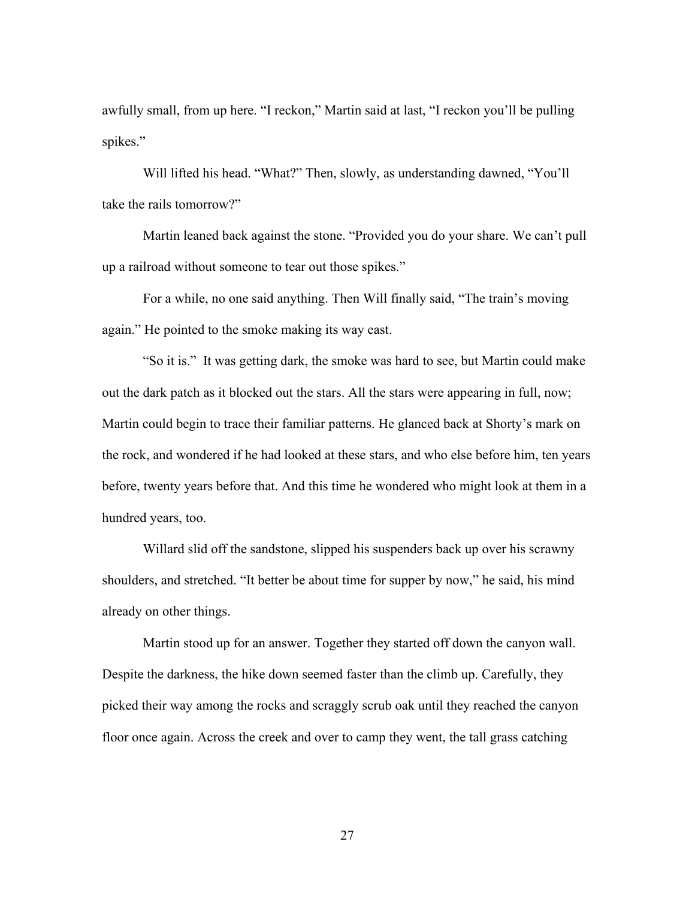awfully small, from up here. “I reckon,” Martin said at last, “I reckon you’ll be pulling spikes.”

Will lifted his head. “What?” Then, slowly, as understanding dawned, “You’ll take the rails tomorrow?”

Martin leaned back against the stone. “Provided you do your share. We can’t pull up a railroad without someone to tear out those spikes.”

For a while, no one said anything. Then Will finally said, “The train’s moving again.” He pointed to the smoke making its way east.

“So it is.” It was getting dark, the smoke was hard to see, but Martin could make out the dark patch as it blocked out the stars. All the stars were appearing in full, now; Martin could begin to trace their familiar patterns. He glanced back at Shorty’s mark on the rock, and wondered if he had looked at these stars, and who else before him, ten years before, twenty years before that. And this time he wondered who might look at them in a hundred years, too.

Willard slid off the sandstone, slipped his suspenders back up over his scrawny shoulders, and stretched. “It better be about time for supper by now,” he said, his mind already on other things.

Martin stood up for an answer. Together they started off down the canyon wall. Despite the darkness, the hike down seemed faster than the climb up. Carefully, they picked their way among the rocks and scraggly scrub oak until they reached the canyon floor once again. Across the creek and over to camp they went, the tall grass catching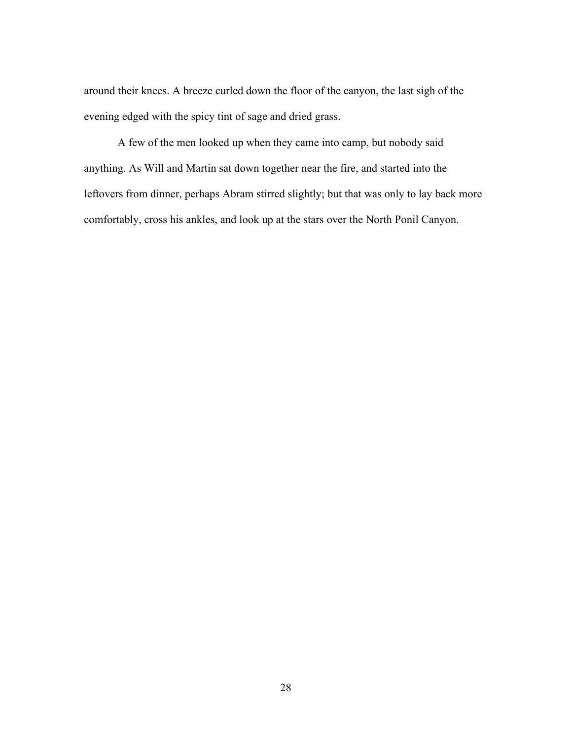around their knees. A breeze curled down the floor of the canyon, the last sigh of the evening edged with the spicy tint of sage and dried grass.

A few of the men looked up when they came into camp, but nobody said anything. As Will and Martin sat down together near the fire, and started into the leftovers from dinner, perhaps Abram stirred slightly; but that was only to lay back more comfortably, cross his ankles, and look up at the stars over the North Ponil Canyon.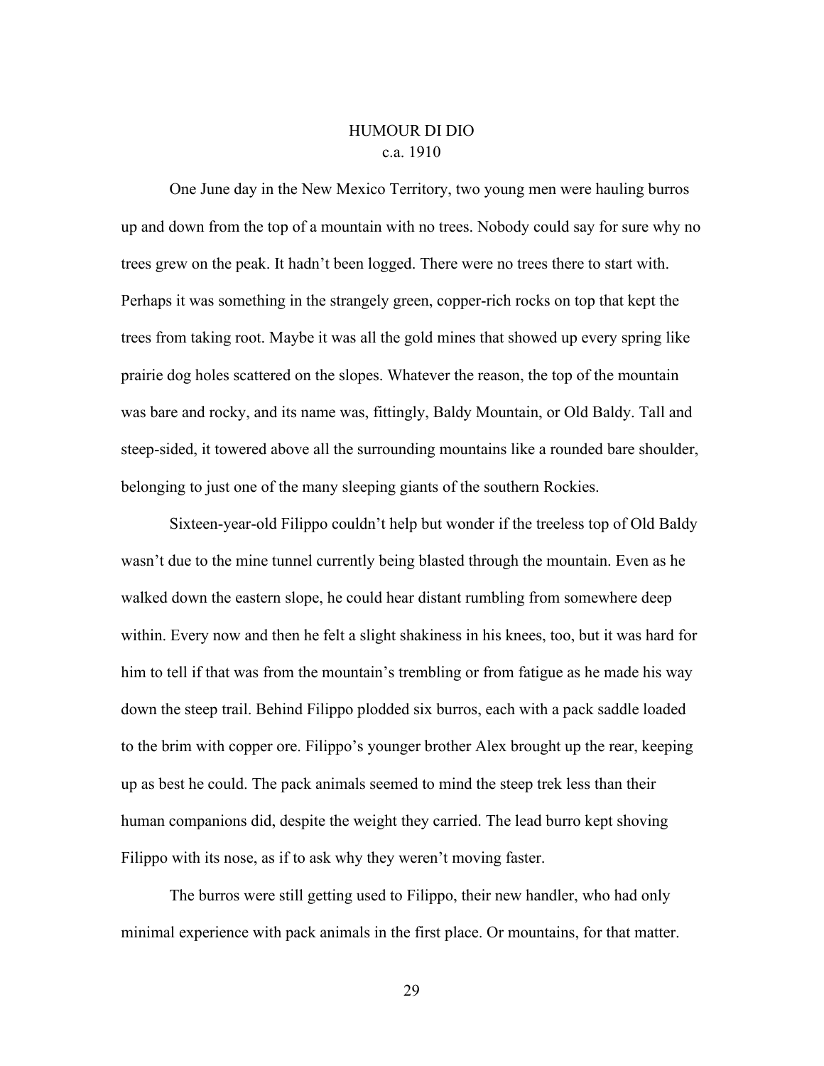# HUMOUR DI DIO

c.a. 1910

One June day in the New Mexico Territory, two young men were hauling burros up and down from the top of a mountain with no trees. Nobody could say for sure why no trees grew on the peak. It hadn't been logged. There were no trees there to start with. Perhaps it was something in the strangely green, copper-rich rocks on top that kept the trees from taking root. Maybe it was all the gold mines that showed up every spring like prairie dog holes scattered on the slopes. Whatever the reason, the top of the mountain was bare and rocky, and its name was, fittingly, Baldy Mountain, or Old Baldy. Tall and steep-sided, it towered above all the surrounding mountains like a rounded bare shoulder, belonging to just one of the many sleeping giants of the southern Rockies.

Sixteen-year-old Filippo couldn't help but wonder if the treeless top of Old Baldy wasn't due to the mine tunnel currently being blasted through the mountain. Even as he walked down the eastern slope, he could hear distant rumbling from somewhere deep within. Every now and then he felt a slight shakiness in his knees, too, but it was hard for him to tell if that was from the mountain's trembling or from fatigue as he made his way down the steep trail. Behind Filippo plodded six burros, each with a pack saddle loaded to the brim with copper ore. Filippo's younger brother Alex brought up the rear, keeping up as best he could. The pack animals seemed to mind the steep trek less than their human companions did, despite the weight they carried. The lead burro kept shoving Filippo with its nose, as if to ask why they weren't moving faster.

The burros were still getting used to Filippo, their new handler, who had only minimal experience with pack animals in the first place. Or mountains, for that matter.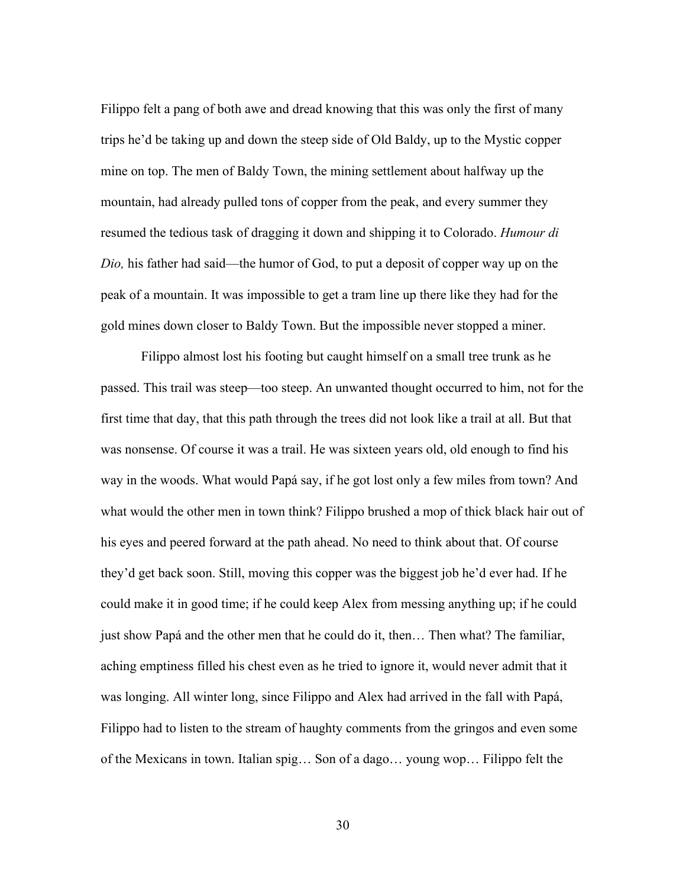Filippo felt a pang of both awe and dread knowing that this was only the first of many trips he'd be taking up and down the steep side of Old Baldy, up to the Mystic copper mine on top. The men of Baldy Town, the mining settlement about halfway up the mountain, had already pulled tons of copper from the peak, and every summer they resumed the tedious task of dragging it down and shipping it to Colorado. *Humour di Dio,* his father had said—the humor of God, to put a deposit of copper way up on the peak of a mountain. It was impossible to get a tram line up there like they had for the gold mines down closer to Baldy Town. But the impossible never stopped a miner.

Filippo almost lost his footing but caught himself on a small tree trunk as he passed. This trail was steep—too steep. An unwanted thought occurred to him, not for the first time that day, that this path through the trees did not look like a trail at all. But that was nonsense. Of course it was a trail. He was sixteen years old, old enough to find his way in the woods. What would Papá say, if he got lost only a few miles from town? And what would the other men in town think? Filippo brushed a mop of thick black hair out of his eyes and peered forward at the path ahead. No need to think about that. Of course they'd get back soon. Still, moving this copper was the biggest job he'd ever had. If he could make it in good time; if he could keep Alex from messing anything up; if he could just show Papá and the other men that he could do it, then… Then what? The familiar, aching emptiness filled his chest even as he tried to ignore it, would never admit that it was longing. All winter long, since Filippo and Alex had arrived in the fall with Papá, Filippo had to listen to the stream of haughty comments from the gringos and even some of the Mexicans in town. Italian spig… Son of a dago… young wop… Filippo felt the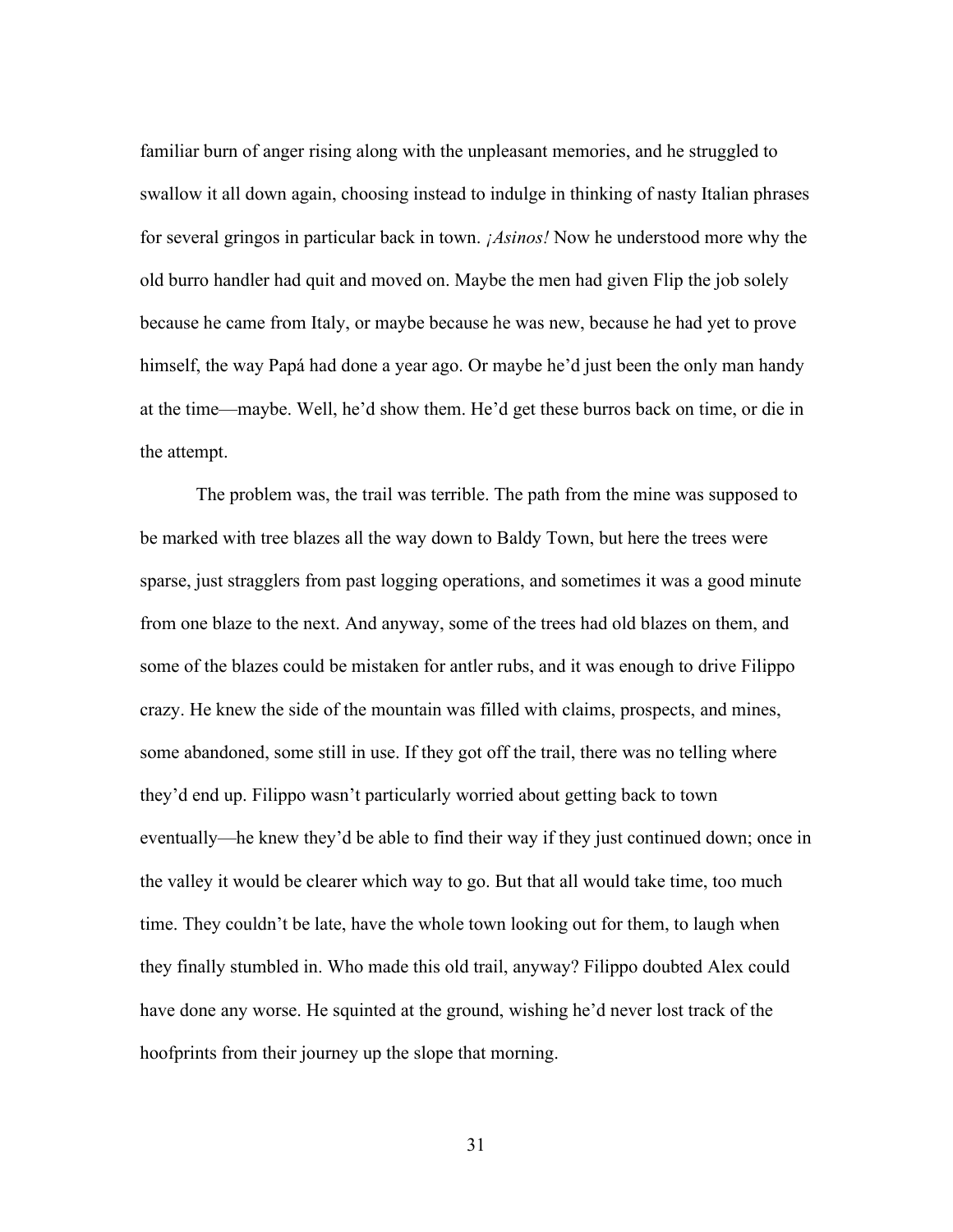familiar burn of anger rising along with the unpleasant memories, and he struggled to swallow it all down again, choosing instead to indulge in thinking of nasty Italian phrases for several gringos in particular back in town. *¡Asinos!* Now he understood more why the old burro handler had quit and moved on. Maybe the men had given Flip the job solely because he came from Italy, or maybe because he was new, because he had yet to prove himself, the way Papá had done a year ago. Or maybe he'd just been the only man handy at the time—maybe. Well, he'd show them. He'd get these burros back on time, or die in the attempt.

The problem was, the trail was terrible. The path from the mine was supposed to be marked with tree blazes all the way down to Baldy Town, but here the trees were sparse, just stragglers from past logging operations, and sometimes it was a good minute from one blaze to the next. And anyway, some of the trees had old blazes on them, and some of the blazes could be mistaken for antler rubs, and it was enough to drive Filippo crazy. He knew the side of the mountain was filled with claims, prospects, and mines, some abandoned, some still in use. If they got off the trail, there was no telling where they'd end up. Filippo wasn't particularly worried about getting back to town eventually—he knew they'd be able to find their way if they just continued down; once in the valley it would be clearer which way to go. But that all would take time, too much time. They couldn't be late, have the whole town looking out for them, to laugh when they finally stumbled in. Who made this old trail, anyway? Filippo doubted Alex could have done any worse. He squinted at the ground, wishing he'd never lost track of the hoofprints from their journey up the slope that morning.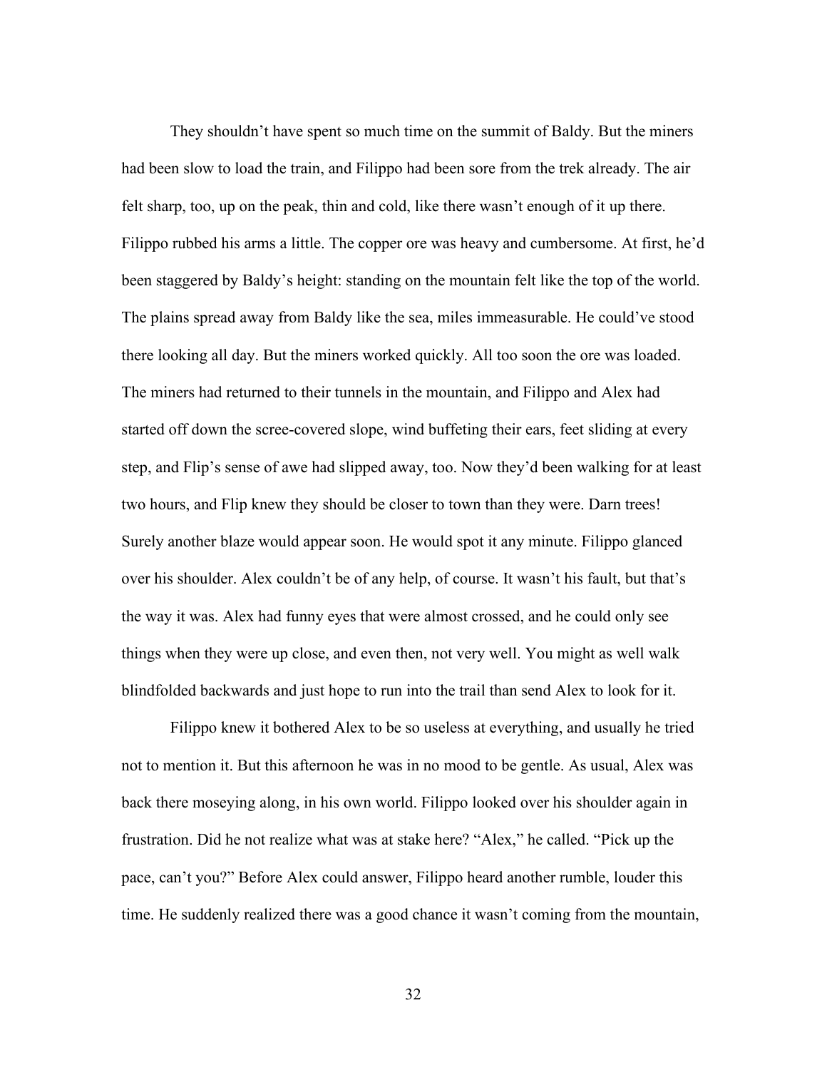They shouldn't have spent so much time on the summit of Baldy. But the miners had been slow to load the train, and Filippo had been sore from the trek already. The air felt sharp, too, up on the peak, thin and cold, like there wasn't enough of it up there. Filippo rubbed his arms a little. The copper ore was heavy and cumbersome. At first, he'd been staggered by Baldy's height: standing on the mountain felt like the top of the world. The plains spread away from Baldy like the sea, miles immeasurable. He could've stood there looking all day. But the miners worked quickly. All too soon the ore was loaded. The miners had returned to their tunnels in the mountain, and Filippo and Alex had started off down the scree-covered slope, wind buffeting their ears, feet sliding at every step, and Flip's sense of awe had slipped away, too. Now they'd been walking for at least two hours, and Flip knew they should be closer to town than they were. Darn trees! Surely another blaze would appear soon. He would spot it any minute. Filippo glanced over his shoulder. Alex couldn't be of any help, of course. It wasn't his fault, but that's the way it was. Alex had funny eyes that were almost crossed, and he could only see things when they were up close, and even then, not very well. You might as well walk blindfolded backwards and just hope to run into the trail than send Alex to look for it.

Filippo knew it bothered Alex to be so useless at everything, and usually he tried not to mention it. But this afternoon he was in no mood to be gentle. As usual, Alex was back there moseying along, in his own world. Filippo looked over his shoulder again in frustration. Did he not realize what was at stake here? "Alex," he called. "Pick up the pace, can't you?" Before Alex could answer, Filippo heard another rumble, louder this time. He suddenly realized there was a good chance it wasn't coming from the mountain,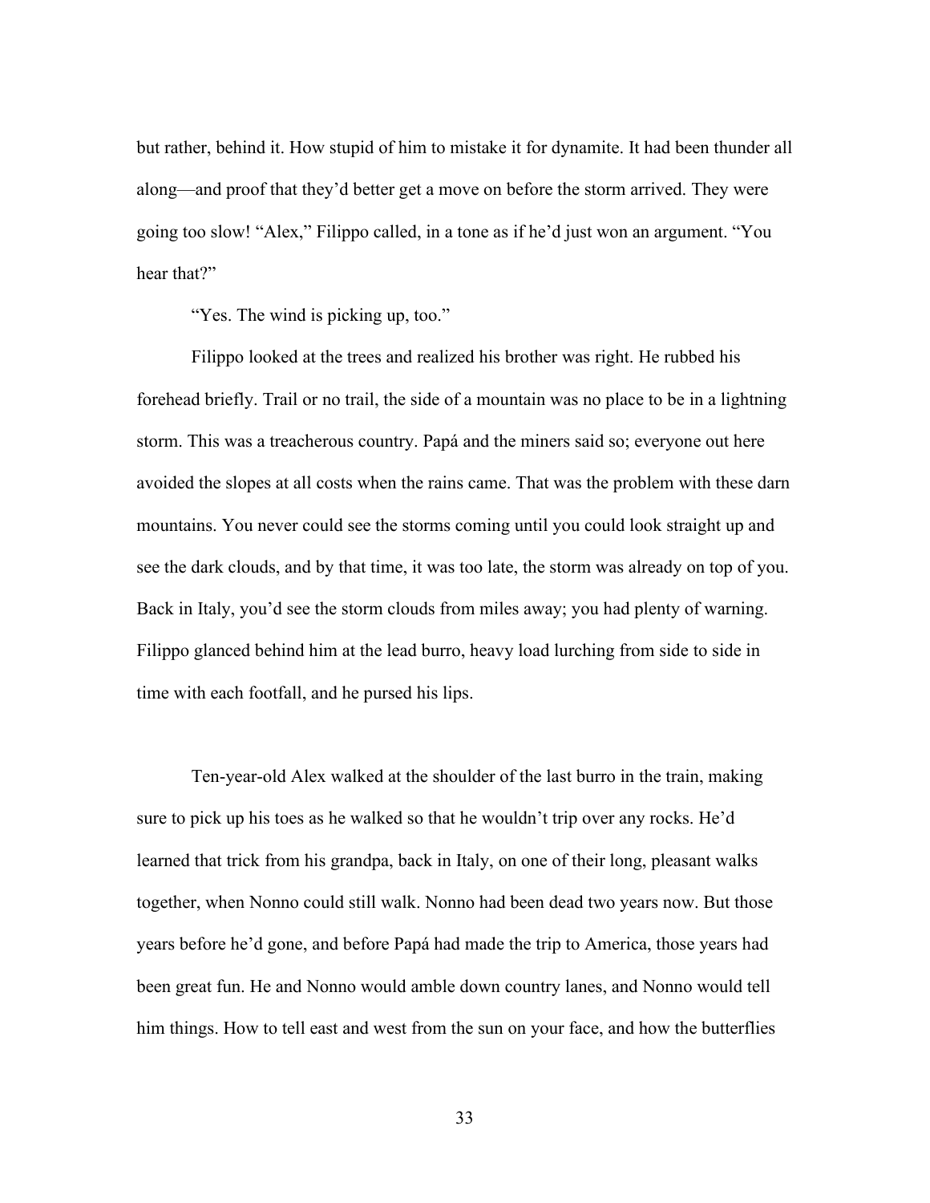but rather, behind it. How stupid of him to mistake it for dynamite. It had been thunder all along—and proof that they'd better get a move on before the storm arrived. They were going too slow! "Alex," Filippo called, in a tone as if he'd just won an argument. "You hear that?"

"Yes. The wind is picking up, too."

Filippo looked at the trees and realized his brother was right. He rubbed his forehead briefly. Trail or no trail, the side of a mountain was no place to be in a lightning storm. This was a treacherous country. Papá and the miners said so; everyone out here avoided the slopes at all costs when the rains came. That was the problem with these darn mountains. You never could see the storms coming until you could look straight up and see the dark clouds, and by that time, it was too late, the storm was already on top of you. Back in Italy, you'd see the storm clouds from miles away; you had plenty of warning. Filippo glanced behind him at the lead burro, heavy load lurching from side to side in time with each footfall, and he pursed his lips.

Ten-year-old Alex walked at the shoulder of the last burro in the train, making sure to pick up his toes as he walked so that he wouldn't trip over any rocks. He'd learned that trick from his grandpa, back in Italy, on one of their long, pleasant walks together, when Nonno could still walk. Nonno had been dead two years now. But those years before he'd gone, and before Papá had made the trip to America, those years had been great fun. He and Nonno would amble down country lanes, and Nonno would tell him things. How to tell east and west from the sun on your face, and how the butterflies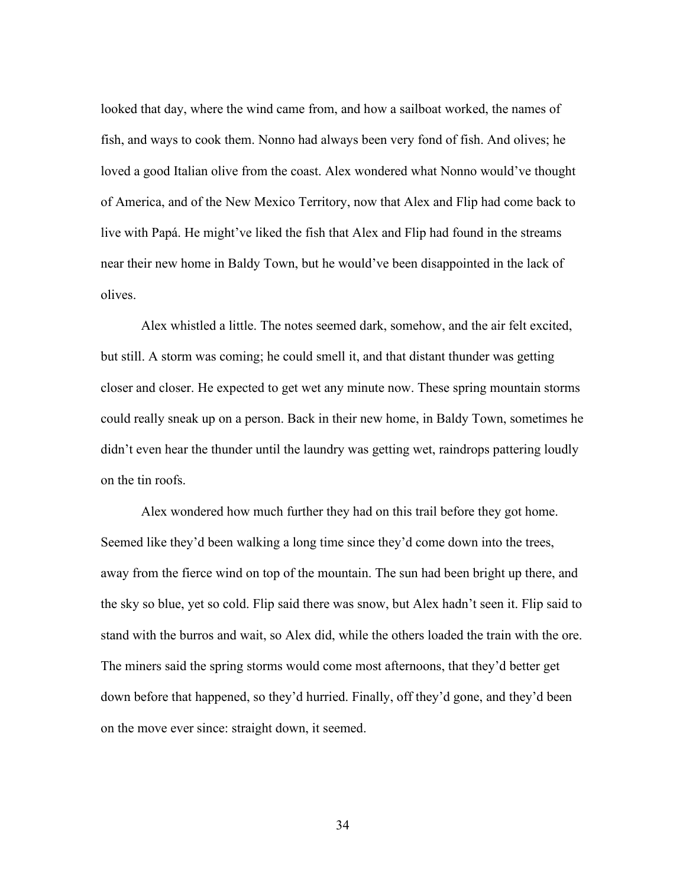looked that day, where the wind came from, and how a sailboat worked, the names of fish, and ways to cook them. Nonno had always been very fond of fish. And olives; he loved a good Italian olive from the coast. Alex wondered what Nonno would've thought of America, and of the New Mexico Territory, now that Alex and Flip had come back to live with Papá. He might've liked the fish that Alex and Flip had found in the streams near their new home in Baldy Town, but he would've been disappointed in the lack of olives.

Alex whistled a little. The notes seemed dark, somehow, and the air felt excited, but still. A storm was coming; he could smell it, and that distant thunder was getting closer and closer. He expected to get wet any minute now. These spring mountain storms could really sneak up on a person. Back in their new home, in Baldy Town, sometimes he didn't even hear the thunder until the laundry was getting wet, raindrops pattering loudly on the tin roofs.

Alex wondered how much further they had on this trail before they got home. Seemed like they'd been walking a long time since they'd come down into the trees, away from the fierce wind on top of the mountain. The sun had been bright up there, and the sky so blue, yet so cold. Flip said there was snow, but Alex hadn't seen it. Flip said to stand with the burros and wait, so Alex did, while the others loaded the train with the ore. The miners said the spring storms would come most afternoons, that they'd better get down before that happened, so they'd hurried. Finally, off they'd gone, and they'd been on the move ever since: straight down, it seemed.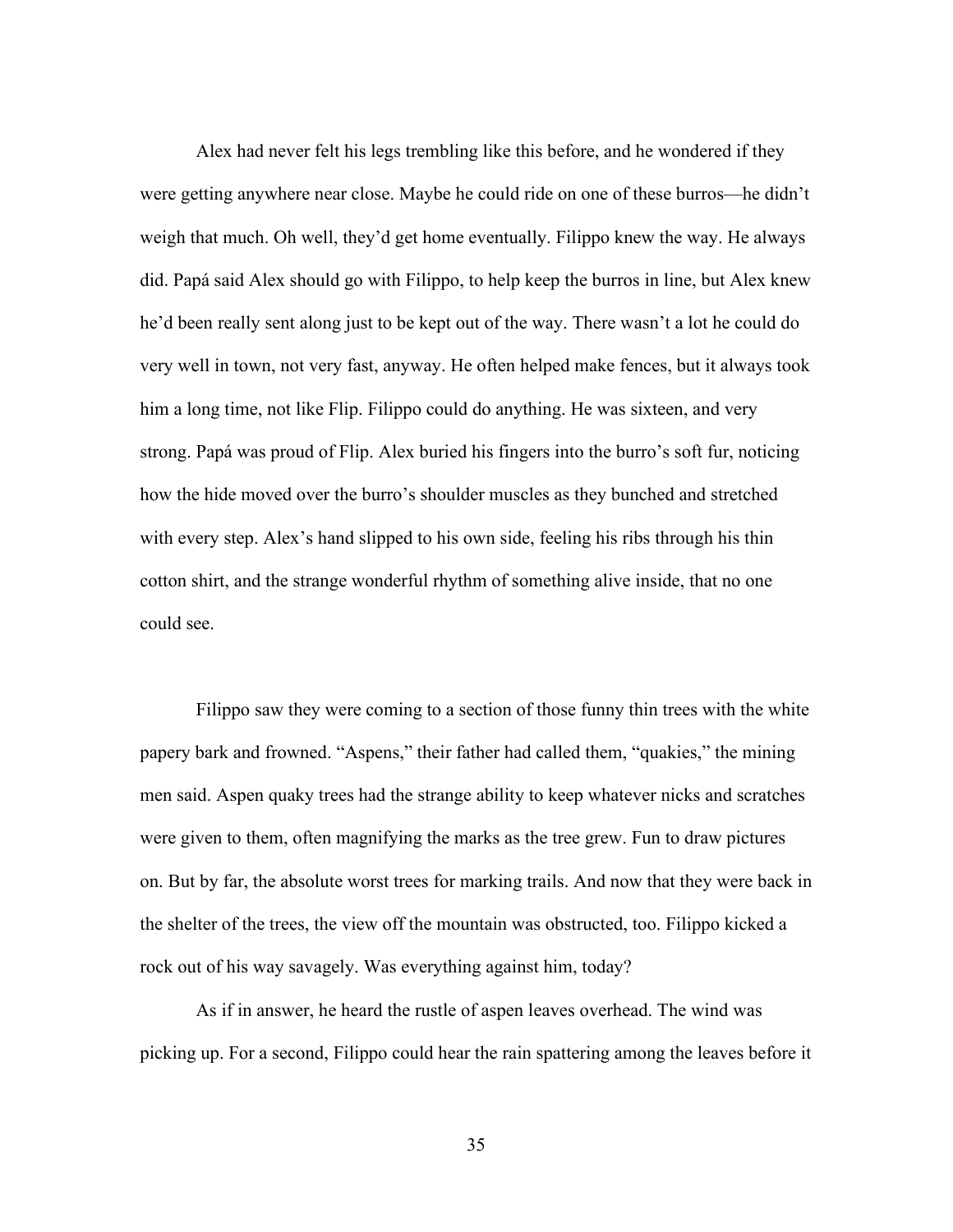Alex had never felt his legs trembling like this before, and he wondered if they were getting anywhere near close. Maybe he could ride on one of these burros—he didn't weigh that much. Oh well, they'd get home eventually. Filippo knew the way. He always did. Papá said Alex should go with Filippo, to help keep the burros in line, but Alex knew he'd been really sent along just to be kept out of the way. There wasn't a lot he could do very well in town, not very fast, anyway. He often helped make fences, but it always took him a long time, not like Flip. Filippo could do anything. He was sixteen, and very strong. Papá was proud of Flip. Alex buried his fingers into the burro's soft fur, noticing how the hide moved over the burro's shoulder muscles as they bunched and stretched with every step. Alex's hand slipped to his own side, feeling his ribs through his thin cotton shirt, and the strange wonderful rhythm of something alive inside, that no one could see.

Filippo saw they were coming to a section of those funny thin trees with the white papery bark and frowned. "Aspens," their father had called them, "quakies," the mining men said. Aspen quaky trees had the strange ability to keep whatever nicks and scratches were given to them, often magnifying the marks as the tree grew. Fun to draw pictures on. But by far, the absolute worst trees for marking trails. And now that they were back in the shelter of the trees, the view off the mountain was obstructed, too. Filippo kicked a rock out of his way savagely. Was everything against him, today?

As if in answer, he heard the rustle of aspen leaves overhead. The wind was picking up. For a second, Filippo could hear the rain spattering among the leaves before it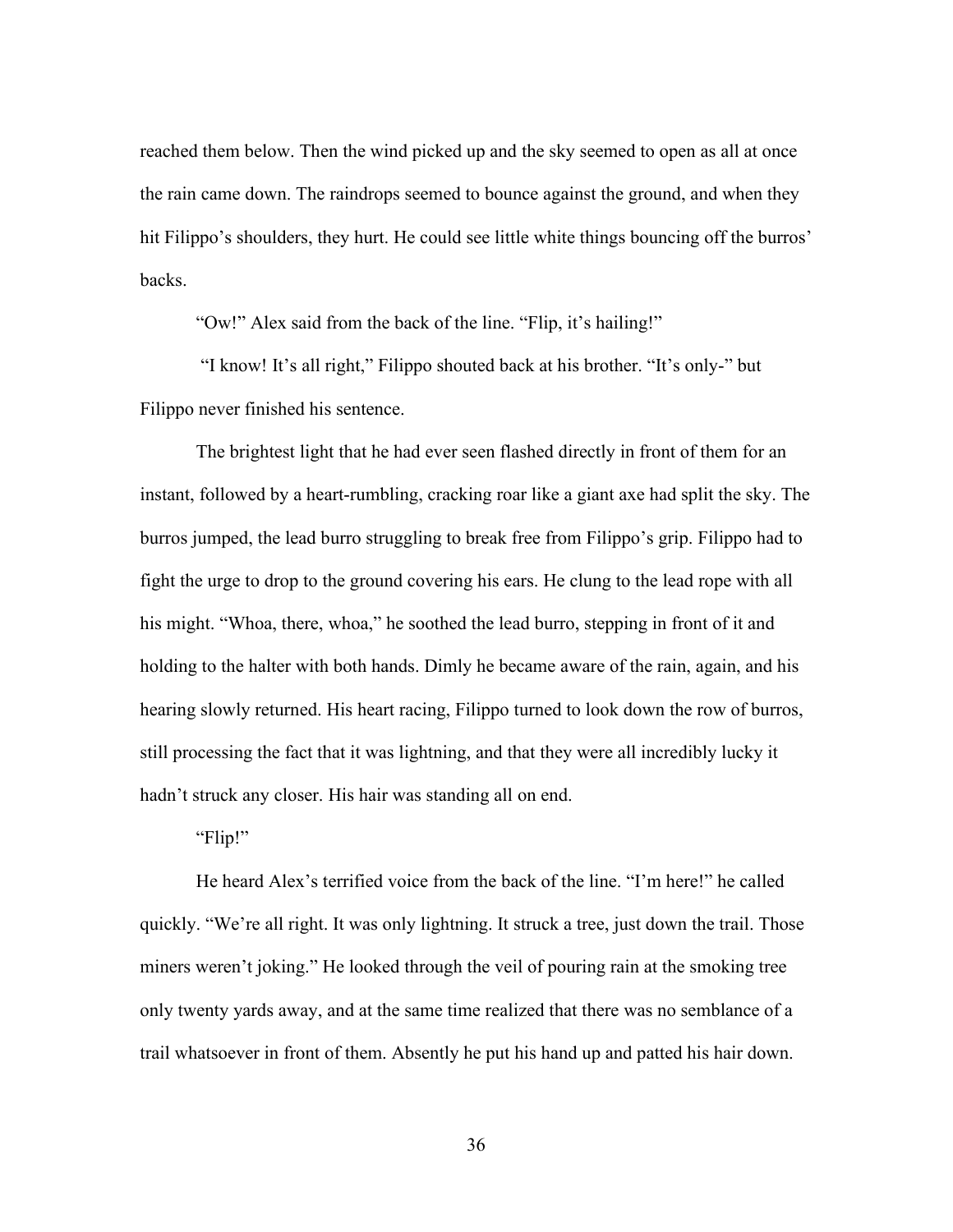reached them below. Then the wind picked up and the sky seemed to open as all at once the rain came down. The raindrops seemed to bounce against the ground, and when they hit Filippo's shoulders, they hurt. He could see little white things bouncing off the burros' backs.

"Ow!" Alex said from the back of the line. "Flip, it's hailing!"

"I know! It's all right," Filippo shouted back at his brother. "It's only-" but Filippo never finished his sentence.

The brightest light that he had ever seen flashed directly in front of them for an instant, followed by a heart-rumbling, cracking roar like a giant axe had split the sky. The burros jumped, the lead burro struggling to break free from Filippo's grip. Filippo had to fight the urge to drop to the ground covering his ears. He clung to the lead rope with all his might. "Whoa, there, whoa," he soothed the lead burro, stepping in front of it and holding to the halter with both hands. Dimly he became aware of the rain, again, and his hearing slowly returned. His heart racing, Filippo turned to look down the row of burros, still processing the fact that it was lightning, and that they were all incredibly lucky it hadn't struck any closer. His hair was standing all on end.

"Flip!"

He heard Alex's terrified voice from the back of the line. "I'm here!" he called quickly. "We're all right. It was only lightning. It struck a tree, just down the trail. Those miners weren't joking." He looked through the veil of pouring rain at the smoking tree only twenty yards away, and at the same time realized that there was no semblance of a trail whatsoever in front of them. Absently he put his hand up and patted his hair down.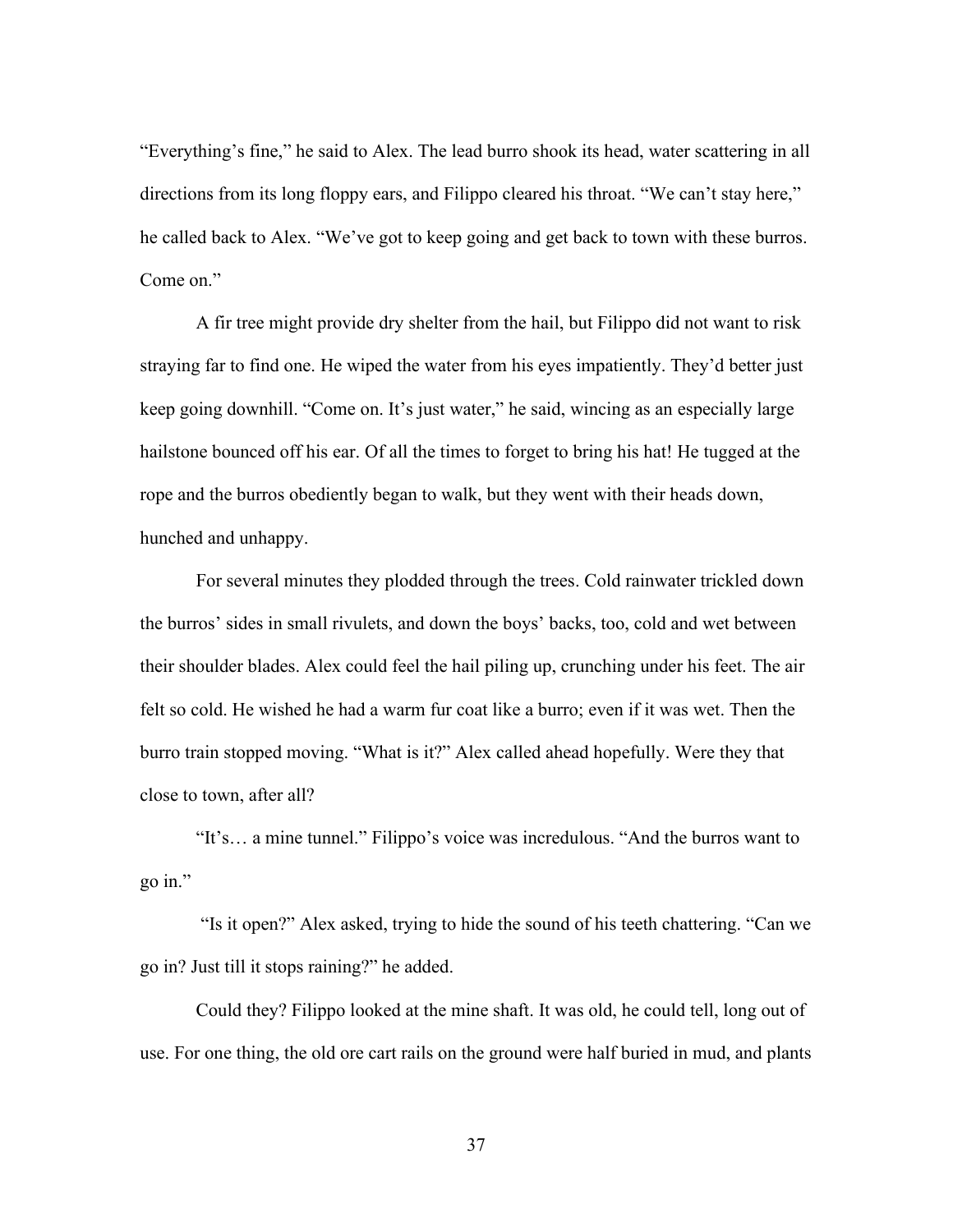"Everything's fine," he said to Alex. The lead burro shook its head, water scattering in all directions from its long floppy ears, and Filippo cleared his throat. "We can't stay here," he called back to Alex. "We've got to keep going and get back to town with these burros. Come on."

A fir tree might provide dry shelter from the hail, but Filippo did not want to risk straying far to find one. He wiped the water from his eyes impatiently. They'd better just keep going downhill. "Come on. It's just water," he said, wincing as an especially large hailstone bounced off his ear. Of all the times to forget to bring his hat! He tugged at the rope and the burros obediently began to walk, but they went with their heads down, hunched and unhappy.

For several minutes they plodded through the trees. Cold rainwater trickled down the burros' sides in small rivulets, and down the boys' backs, too, cold and wet between their shoulder blades. Alex could feel the hail piling up, crunching under his feet. The air felt so cold. He wished he had a warm fur coat like a burro; even if it was wet. Then the burro train stopped moving. "What is it?" Alex called ahead hopefully. Were they that close to town, after all?

"It's… a mine tunnel." Filippo's voice was incredulous. "And the burros want to go in."

"Is it open?" Alex asked, trying to hide the sound of his teeth chattering. "Can we go in? Just till it stops raining?" he added.

Could they? Filippo looked at the mine shaft. It was old, he could tell, long out of use. For one thing, the old ore cart rails on the ground were half buried in mud, and plants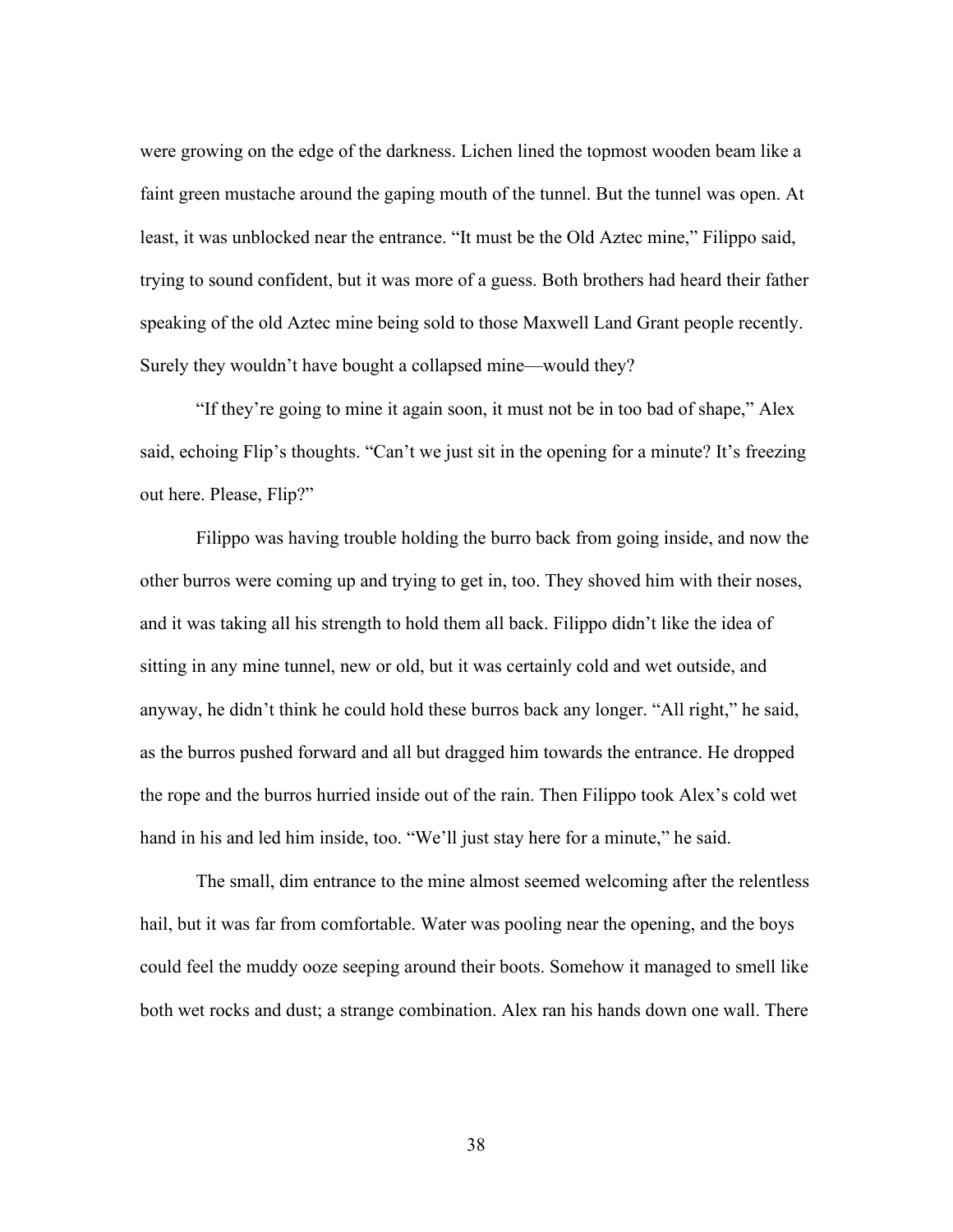were growing on the edge of the darkness. Lichen lined the topmost wooden beam like a faint green mustache around the gaping mouth of the tunnel. But the tunnel was open. At least, it was unblocked near the entrance. "It must be the Old Aztec mine," Filippo said, trying to sound confident, but it was more of a guess. Both brothers had heard their father speaking of the old Aztec mine being sold to those Maxwell Land Grant people recently. Surely they wouldn't have bought a collapsed mine—would they?

"If they're going to mine it again soon, it must not be in too bad of shape," Alex said, echoing Flip's thoughts. "Can't we just sit in the opening for a minute? It's freezing out here. Please, Flip?"

Filippo was having trouble holding the burro back from going inside, and now the other burros were coming up and trying to get in, too. They shoved him with their noses, and it was taking all his strength to hold them all back. Filippo didn't like the idea of sitting in any mine tunnel, new or old, but it was certainly cold and wet outside, and anyway, he didn't think he could hold these burros back any longer. "All right," he said, as the burros pushed forward and all but dragged him towards the entrance. He dropped the rope and the burros hurried inside out of the rain. Then Filippo took Alex's cold wet hand in his and led him inside, too. "We'll just stay here for a minute," he said.

The small, dim entrance to the mine almost seemed welcoming after the relentless hail, but it was far from comfortable. Water was pooling near the opening, and the boys could feel the muddy ooze seeping around their boots. Somehow it managed to smell like both wet rocks and dust; a strange combination. Alex ran his hands down one wall. There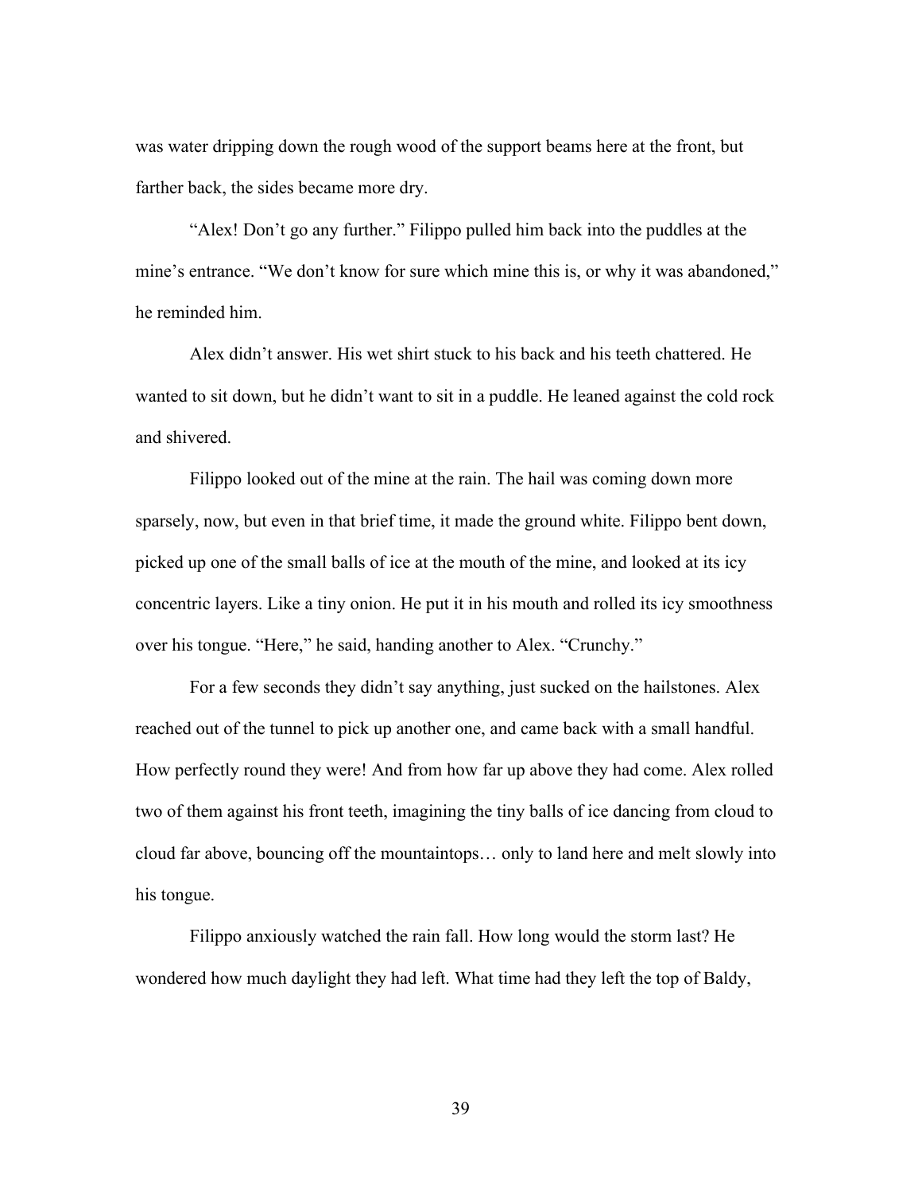was water dripping down the rough wood of the support beams here at the front, but farther back, the sides became more dry.

"Alex! Don't go any further." Filippo pulled him back into the puddles at the mine's entrance. "We don't know for sure which mine this is, or why it was abandoned," he reminded him.

Alex didn't answer. His wet shirt stuck to his back and his teeth chattered. He wanted to sit down, but he didn't want to sit in a puddle. He leaned against the cold rock and shivered.

Filippo looked out of the mine at the rain. The hail was coming down more sparsely, now, but even in that brief time, it made the ground white. Filippo bent down, picked up one of the small balls of ice at the mouth of the mine, and looked at its icy concentric layers. Like a tiny onion. He put it in his mouth and rolled its icy smoothness over his tongue. "Here," he said, handing another to Alex. "Crunchy."

For a few seconds they didn't say anything, just sucked on the hailstones. Alex reached out of the tunnel to pick up another one, and came back with a small handful. How perfectly round they were! And from how far up above they had come. Alex rolled two of them against his front teeth, imagining the tiny balls of ice dancing from cloud to cloud far above, bouncing off the mountaintops… only to land here and melt slowly into his tongue.

Filippo anxiously watched the rain fall. How long would the storm last? He wondered how much daylight they had left. What time had they left the top of Baldy,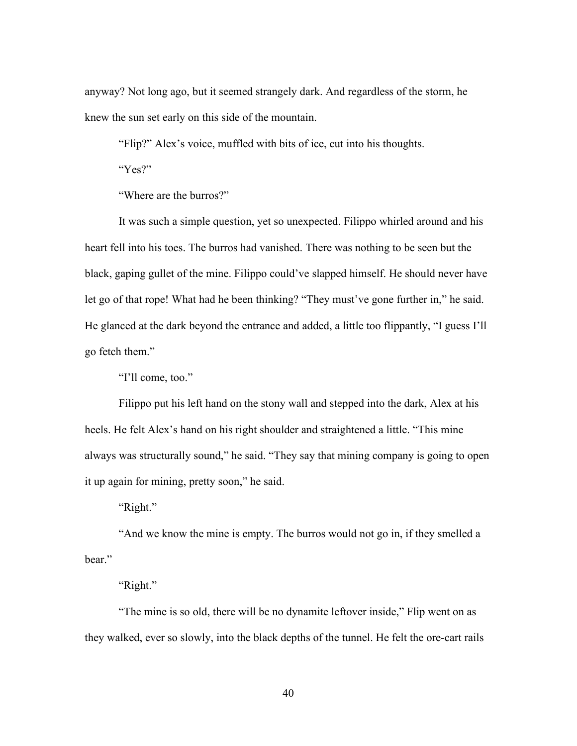anyway? Not long ago, but it seemed strangely dark. And regardless of the storm, he knew the sun set early on this side of the mountain.

"Flip?" Alex's voice, muffled with bits of ice, cut into his thoughts.

"Yes?"

"Where are the burros?"

It was such a simple question, yet so unexpected. Filippo whirled around and his heart fell into his toes. The burros had vanished. There was nothing to be seen but the black, gaping gullet of the mine. Filippo could've slapped himself. He should never have let go of that rope! What had he been thinking? "They must've gone further in," he said. He glanced at the dark beyond the entrance and added, a little too flippantly, "I guess I'll go fetch them."

"I'll come, too."

Filippo put his left hand on the stony wall and stepped into the dark, Alex at his heels. He felt Alex's hand on his right shoulder and straightened a little. "This mine always was structurally sound," he said. "They say that mining company is going to open it up again for mining, pretty soon," he said.

"Right."

"And we know the mine is empty. The burros would not go in, if they smelled a bear."

"Right."

"The mine is so old, there will be no dynamite leftover inside," Flip went on as they walked, ever so slowly, into the black depths of the tunnel. He felt the ore-cart rails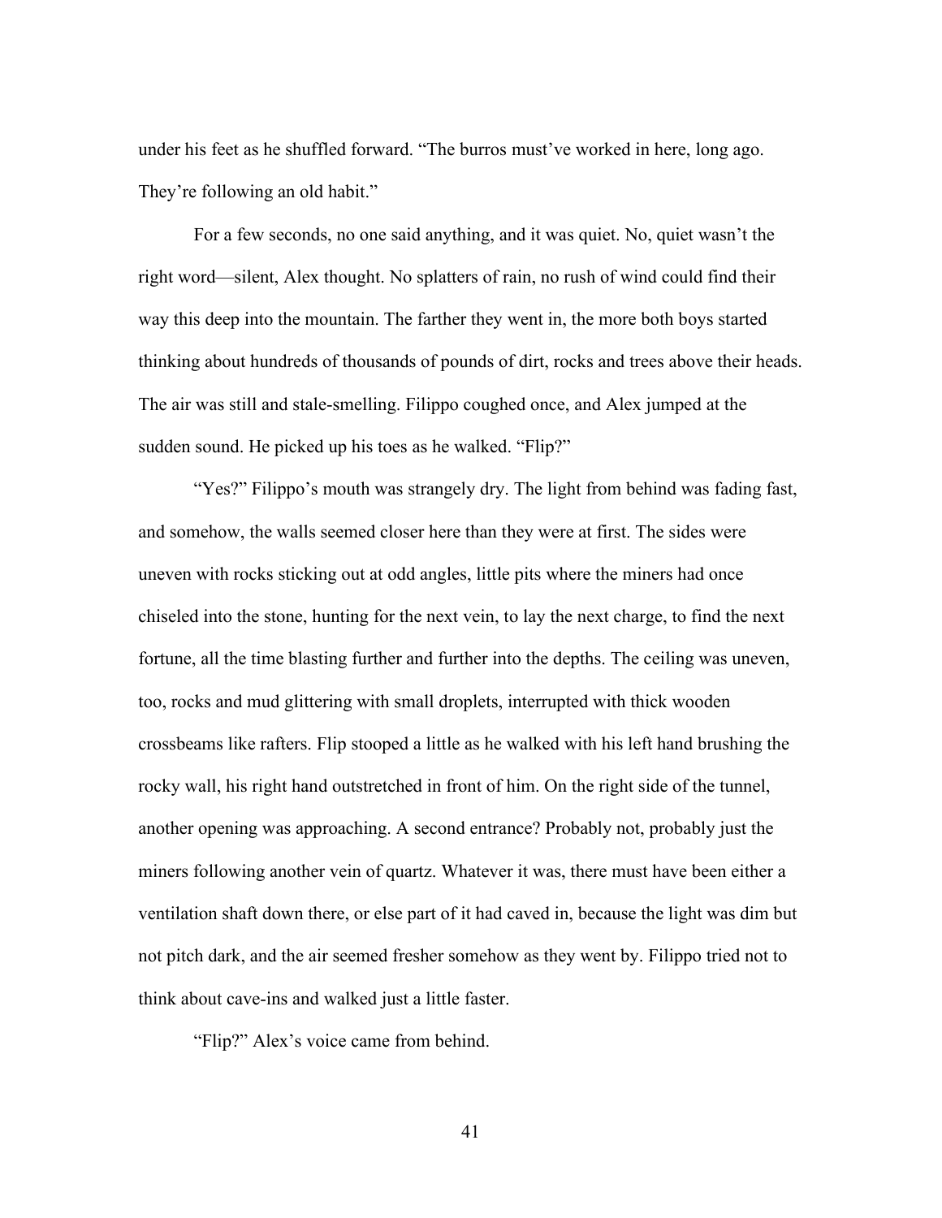under his feet as he shuffled forward. "The burros must've worked in here, long ago. They're following an old habit."

For a few seconds, no one said anything, and it was quiet. No, quiet wasn't the right word—silent, Alex thought. No splatters of rain, no rush of wind could find their way this deep into the mountain. The farther they went in, the more both boys started thinking about hundreds of thousands of pounds of dirt, rocks and trees above their heads. The air was still and stale-smelling. Filippo coughed once, and Alex jumped at the sudden sound. He picked up his toes as he walked. "Flip?"

"Yes?" Filippo's mouth was strangely dry. The light from behind was fading fast, and somehow, the walls seemed closer here than they were at first. The sides were uneven with rocks sticking out at odd angles, little pits where the miners had once chiseled into the stone, hunting for the next vein, to lay the next charge, to find the next fortune, all the time blasting further and further into the depths. The ceiling was uneven, too, rocks and mud glittering with small droplets, interrupted with thick wooden crossbeams like rafters. Flip stooped a little as he walked with his left hand brushing the rocky wall, his right hand outstretched in front of him. On the right side of the tunnel, another opening was approaching. A second entrance? Probably not, probably just the miners following another vein of quartz. Whatever it was, there must have been either a ventilation shaft down there, or else part of it had caved in, because the light was dim but not pitch dark, and the air seemed fresher somehow as they went by. Filippo tried not to think about cave-ins and walked just a little faster.

"Flip?" Alex's voice came from behind.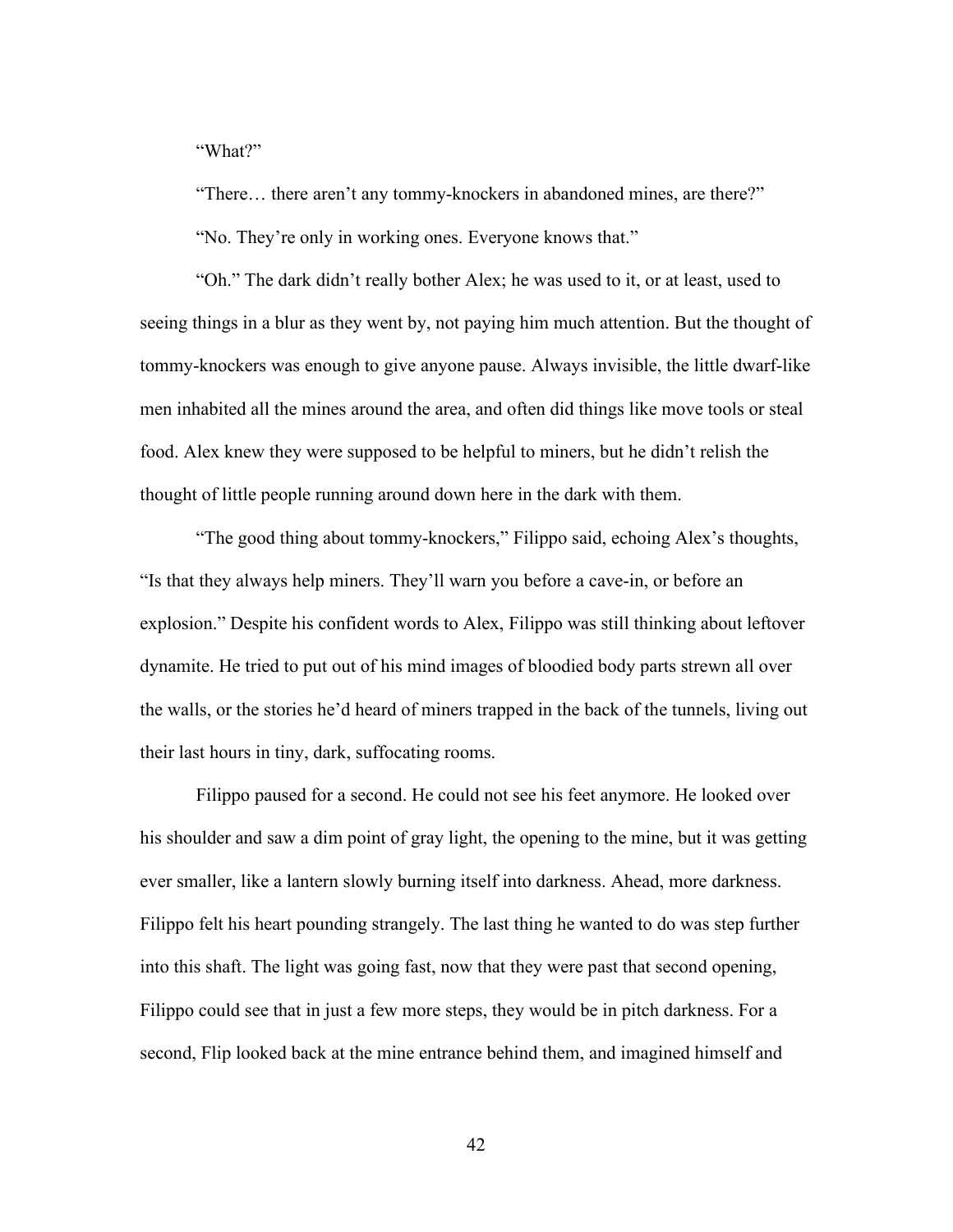"What?"

"There… there aren't any tommy-knockers in abandoned mines, are there?"

"No. They're only in working ones. Everyone knows that."

"Oh." The dark didn't really bother Alex; he was used to it, or at least, used to seeing things in a blur as they went by, not paying him much attention. But the thought of tommy-knockers was enough to give anyone pause. Always invisible, the little dwarf-like men inhabited all the mines around the area, and often did things like move tools or steal food. Alex knew they were supposed to be helpful to miners, but he didn't relish the thought of little people running around down here in the dark with them.

"The good thing about tommy-knockers," Filippo said, echoing Alex's thoughts, "Is that they always help miners. They'll warn you before a cave-in, or before an explosion." Despite his confident words to Alex, Filippo was still thinking about leftover dynamite. He tried to put out of his mind images of bloodied body parts strewn all over the walls, or the stories he'd heard of miners trapped in the back of the tunnels, living out their last hours in tiny, dark, suffocating rooms.

Filippo paused for a second. He could not see his feet anymore. He looked over his shoulder and saw a dim point of gray light, the opening to the mine, but it was getting ever smaller, like a lantern slowly burning itself into darkness. Ahead, more darkness. Filippo felt his heart pounding strangely. The last thing he wanted to do was step further into this shaft. The light was going fast, now that they were past that second opening, Filippo could see that in just a few more steps, they would be in pitch darkness. For a second, Flip looked back at the mine entrance behind them, and imagined himself and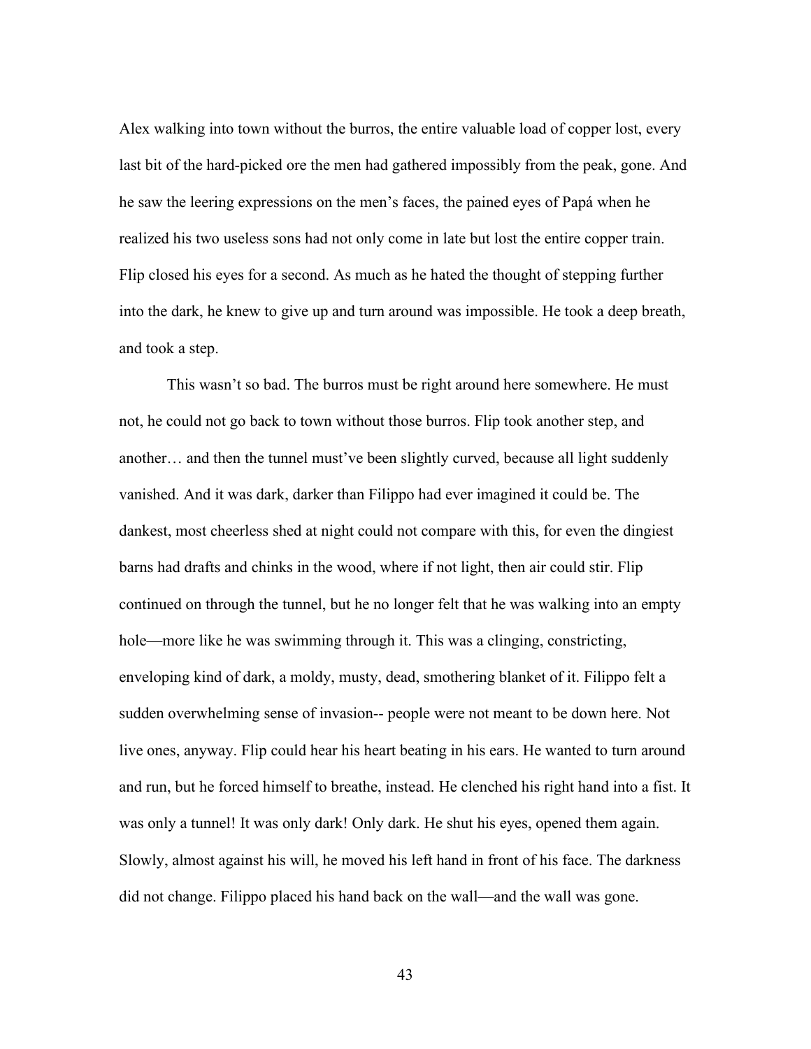Alex walking into town without the burros, the entire valuable load of copper lost, every last bit of the hard-picked ore the men had gathered impossibly from the peak, gone. And he saw the leering expressions on the men's faces, the pained eyes of Papá when he realized his two useless sons had not only come in late but lost the entire copper train. Flip closed his eyes for a second. As much as he hated the thought of stepping further into the dark, he knew to give up and turn around was impossible. He took a deep breath, and took a step.

This wasn't so bad. The burros must be right around here somewhere. He must not, he could not go back to town without those burros. Flip took another step, and another… and then the tunnel must've been slightly curved, because all light suddenly vanished. And it was dark, darker than Filippo had ever imagined it could be. The dankest, most cheerless shed at night could not compare with this, for even the dingiest barns had drafts and chinks in the wood, where if not light, then air could stir. Flip continued on through the tunnel, but he no longer felt that he was walking into an empty hole—more like he was swimming through it. This was a clinging, constricting, enveloping kind of dark, a moldy, musty, dead, smothering blanket of it. Filippo felt a sudden overwhelming sense of invasion-- people were not meant to be down here. Not live ones, anyway. Flip could hear his heart beating in his ears. He wanted to turn around and run, but he forced himself to breathe, instead. He clenched his right hand into a fist. It was only a tunnel! It was only dark! Only dark. He shut his eyes, opened them again. Slowly, almost against his will, he moved his left hand in front of his face. The darkness did not change. Filippo placed his hand back on the wall—and the wall was gone.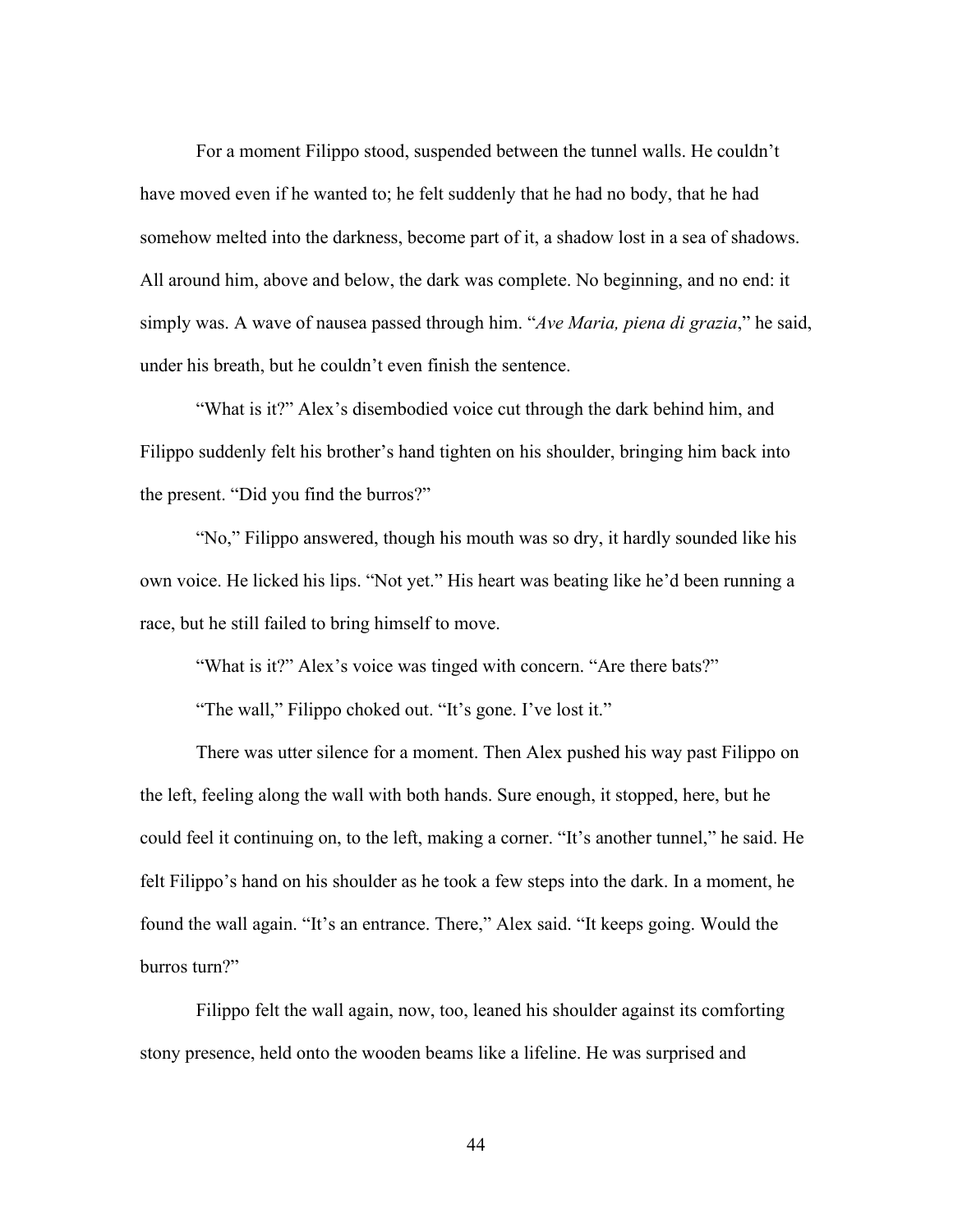For a moment Filippo stood, suspended between the tunnel walls. He couldn't have moved even if he wanted to; he felt suddenly that he had no body, that he had somehow melted into the darkness, become part of it, a shadow lost in a sea of shadows. All around him, above and below, the dark was complete. No beginning, and no end: it simply was. A wave of nausea passed through him. "*Ave Maria, piena di grazia*," he said, under his breath, but he couldn't even finish the sentence.

"What is it?" Alex's disembodied voice cut through the dark behind him, and Filippo suddenly felt his brother's hand tighten on his shoulder, bringing him back into the present. "Did you find the burros?"

"No," Filippo answered, though his mouth was so dry, it hardly sounded like his own voice. He licked his lips. "Not yet." His heart was beating like he'd been running a race, but he still failed to bring himself to move.

"What is it?" Alex's voice was tinged with concern. "Are there bats?"

"The wall," Filippo choked out. "It's gone. I've lost it."

There was utter silence for a moment. Then Alex pushed his way past Filippo on the left, feeling along the wall with both hands. Sure enough, it stopped, here, but he could feel it continuing on, to the left, making a corner. "It's another tunnel," he said. He felt Filippo's hand on his shoulder as he took a few steps into the dark. In a moment, he found the wall again. "It's an entrance. There," Alex said. "It keeps going. Would the burros turn?"

Filippo felt the wall again, now, too, leaned his shoulder against its comforting stony presence, held onto the wooden beams like a lifeline. He was surprised and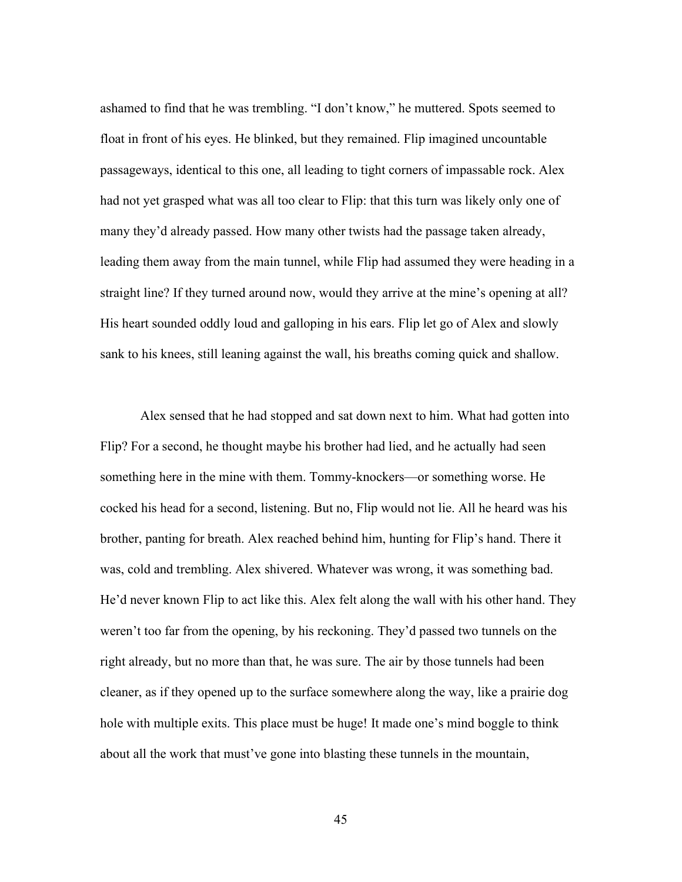ashamed to find that he was trembling. "I don't know," he muttered. Spots seemed to float in front of his eyes. He blinked, but they remained. Flip imagined uncountable passageways, identical to this one, all leading to tight corners of impassable rock. Alex had not yet grasped what was all too clear to Flip: that this turn was likely only one of many they'd already passed. How many other twists had the passage taken already, leading them away from the main tunnel, while Flip had assumed they were heading in a straight line? If they turned around now, would they arrive at the mine's opening at all? His heart sounded oddly loud and galloping in his ears. Flip let go of Alex and slowly sank to his knees, still leaning against the wall, his breaths coming quick and shallow.

Alex sensed that he had stopped and sat down next to him. What had gotten into Flip? For a second, he thought maybe his brother had lied, and he actually had seen something here in the mine with them. Tommy-knockers—or something worse. He cocked his head for a second, listening. But no, Flip would not lie. All he heard was his brother, panting for breath. Alex reached behind him, hunting for Flip's hand. There it was, cold and trembling. Alex shivered. Whatever was wrong, it was something bad. He'd never known Flip to act like this. Alex felt along the wall with his other hand. They weren't too far from the opening, by his reckoning. They'd passed two tunnels on the right already, but no more than that, he was sure. The air by those tunnels had been cleaner, as if they opened up to the surface somewhere along the way, like a prairie dog hole with multiple exits. This place must be huge! It made one's mind boggle to think about all the work that must've gone into blasting these tunnels in the mountain,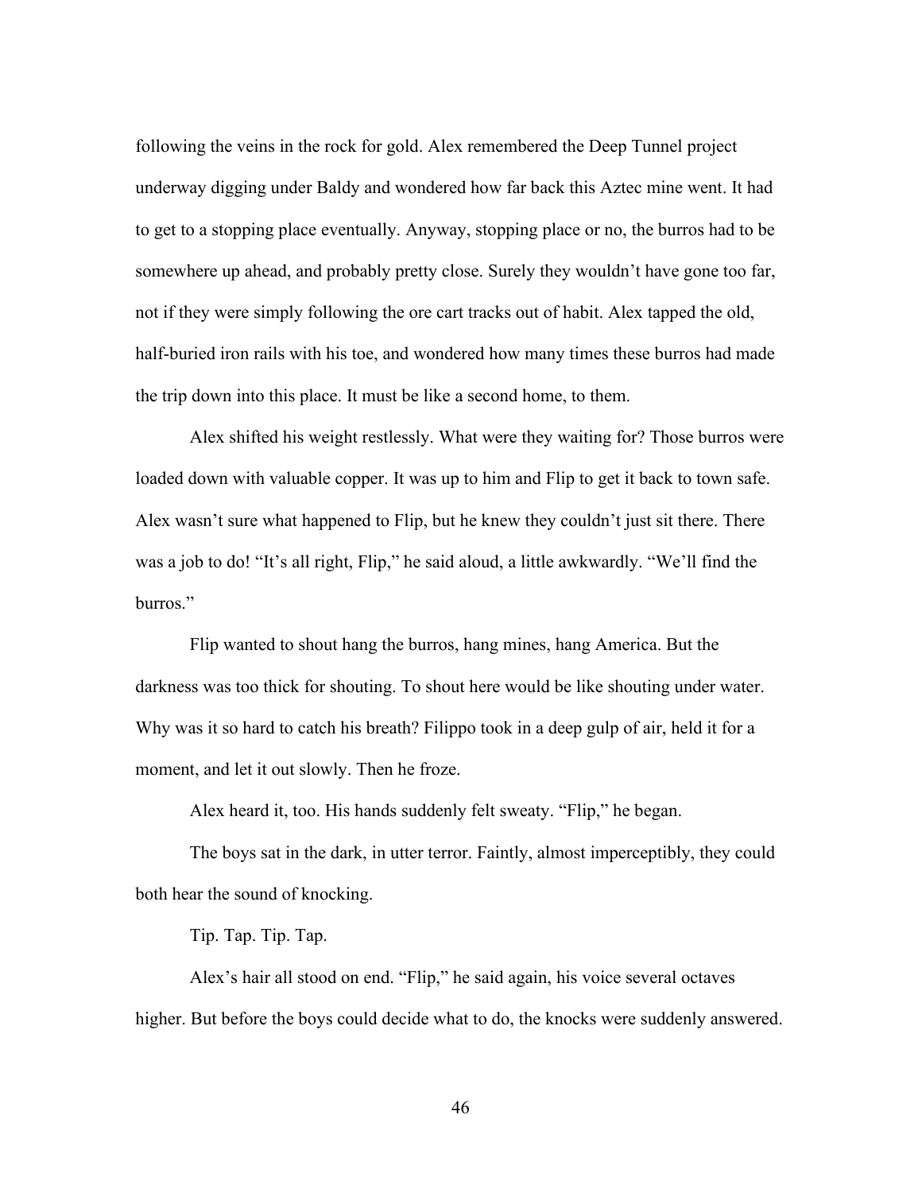following the veins in the rock for gold. Alex remembered the Deep Tunnel project underway digging under Baldy and wondered how far back this Aztec mine went. It had to get to a stopping place eventually. Anyway, stopping place or no, the burros had to be somewhere up ahead, and probably pretty close. Surely they wouldn't have gone too far, not if they were simply following the ore cart tracks out of habit. Alex tapped the old, half-buried iron rails with his toe, and wondered how many times these burros had made the trip down into this place. It must be like a second home, to them.

Alex shifted his weight restlessly. What were they waiting for? Those burros were loaded down with valuable copper. It was up to him and Flip to get it back to town safe. Alex wasn't sure what happened to Flip, but he knew they couldn't just sit there. There was a job to do! "It's all right, Flip," he said aloud, a little awkwardly. "We'll find the burros."

Flip wanted to shout hang the burros, hang mines, hang America. But the darkness was too thick for shouting. To shout here would be like shouting under water. Why was it so hard to catch his breath? Filippo took in a deep gulp of air, held it for a moment, and let it out slowly. Then he froze.

Alex heard it, too. His hands suddenly felt sweaty. "Flip," he began.

The boys sat in the dark, in utter terror. Faintly, almost imperceptibly, they could both hear the sound of knocking.

Tip. Tap. Tip. Tap.

Alex's hair all stood on end. "Flip," he said again, his voice several octaves higher. But before the boys could decide what to do, the knocks were suddenly answered.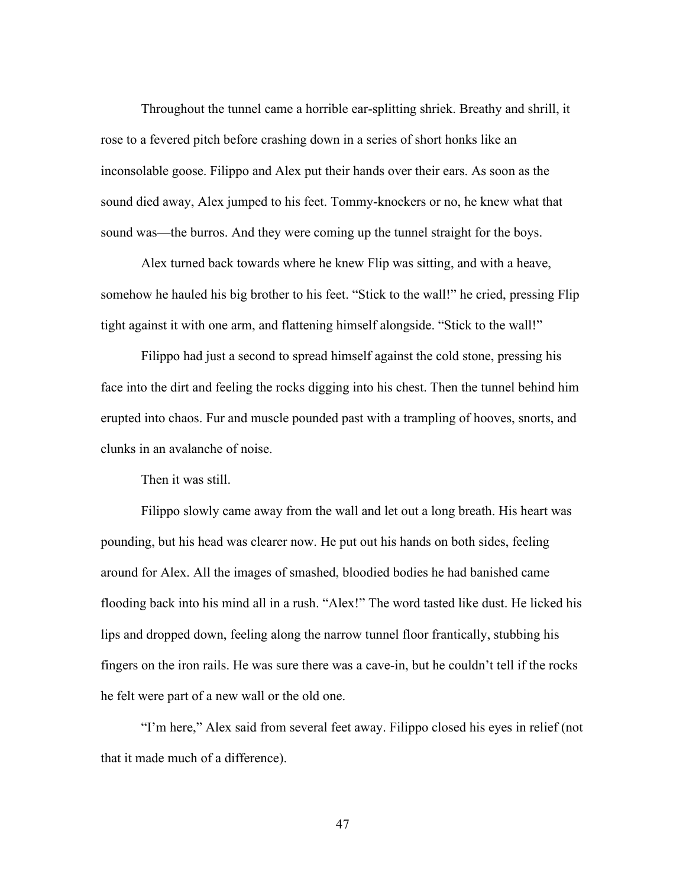Throughout the tunnel came a horrible ear-splitting shriek. Breathy and shrill, it rose to a fevered pitch before crashing down in a series of short honks like an inconsolable goose. Filippo and Alex put their hands over their ears. As soon as the sound died away, Alex jumped to his feet. Tommy-knockers or no, he knew what that sound was—the burros. And they were coming up the tunnel straight for the boys.

Alex turned back towards where he knew Flip was sitting, and with a heave, somehow he hauled his big brother to his feet. "Stick to the wall!" he cried, pressing Flip tight against it with one arm, and flattening himself alongside. "Stick to the wall!"

Filippo had just a second to spread himself against the cold stone, pressing his face into the dirt and feeling the rocks digging into his chest. Then the tunnel behind him erupted into chaos. Fur and muscle pounded past with a trampling of hooves, snorts, and clunks in an avalanche of noise.

Then it was still.

Filippo slowly came away from the wall and let out a long breath. His heart was pounding, but his head was clearer now. He put out his hands on both sides, feeling around for Alex. All the images of smashed, bloodied bodies he had banished came flooding back into his mind all in a rush. "Alex!" The word tasted like dust. He licked his lips and dropped down, feeling along the narrow tunnel floor frantically, stubbing his fingers on the iron rails. He was sure there was a cave-in, but he couldn't tell if the rocks he felt were part of a new wall or the old one.

"I'm here," Alex said from several feet away. Filippo closed his eyes in relief (not that it made much of a difference).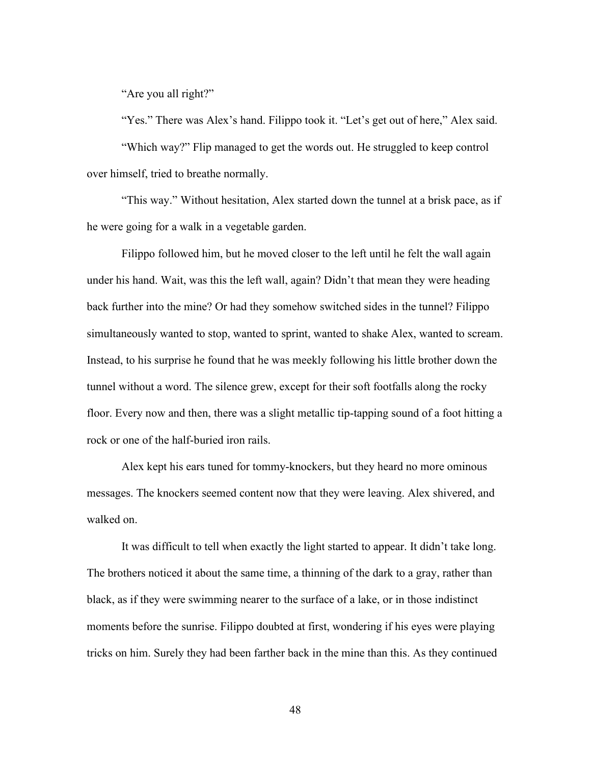"Are you all right?"

"Yes." There was Alex's hand. Filippo took it. "Let's get out of here," Alex said.

"Which way?" Flip managed to get the words out. He struggled to keep control over himself, tried to breathe normally.

"This way." Without hesitation, Alex started down the tunnel at a brisk pace, as if he were going for a walk in a vegetable garden.

Filippo followed him, but he moved closer to the left until he felt the wall again under his hand. Wait, was this the left wall, again? Didn't that mean they were heading back further into the mine? Or had they somehow switched sides in the tunnel? Filippo simultaneously wanted to stop, wanted to sprint, wanted to shake Alex, wanted to scream. Instead, to his surprise he found that he was meekly following his little brother down the tunnel without a word. The silence grew, except for their soft footfalls along the rocky floor. Every now and then, there was a slight metallic tip-tapping sound of a foot hitting a rock or one of the half-buried iron rails.

Alex kept his ears tuned for tommy-knockers, but they heard no more ominous messages. The knockers seemed content now that they were leaving. Alex shivered, and walked on.

It was difficult to tell when exactly the light started to appear. It didn't take long. The brothers noticed it about the same time, a thinning of the dark to a gray, rather than black, as if they were swimming nearer to the surface of a lake, or in those indistinct moments before the sunrise. Filippo doubted at first, wondering if his eyes were playing tricks on him. Surely they had been farther back in the mine than this. As they continued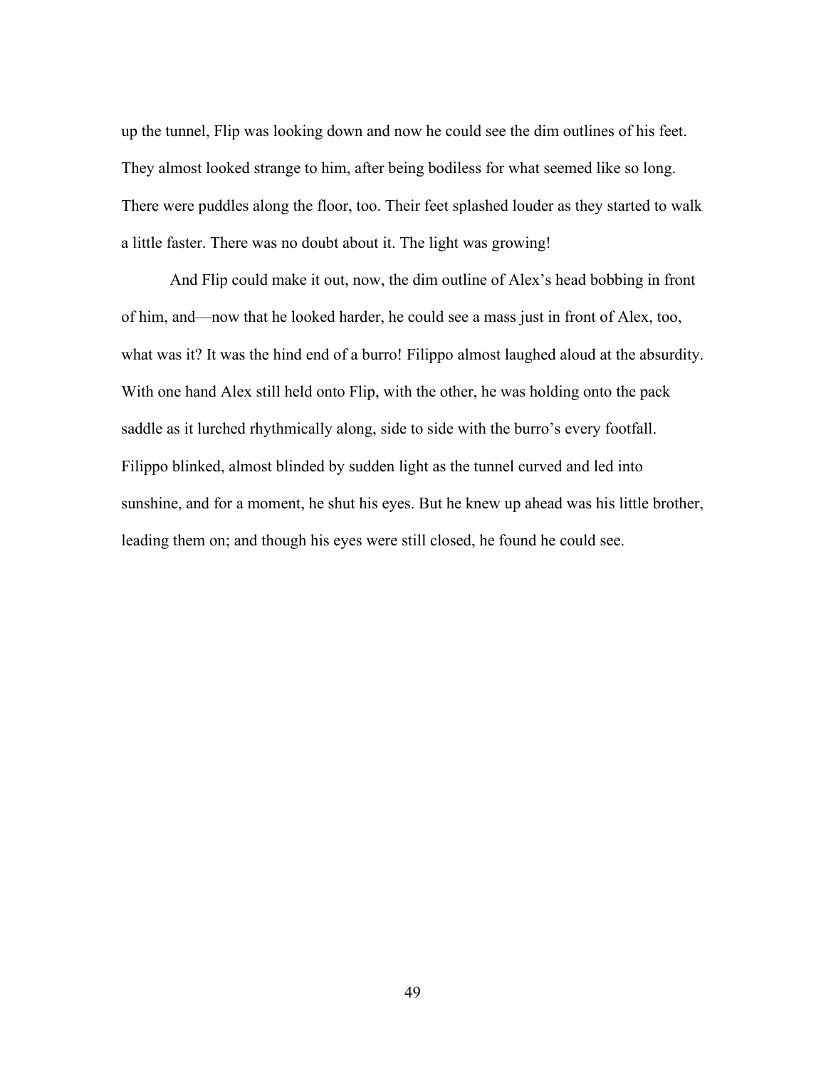up the tunnel, Flip was looking down and now he could see the dim outlines of his feet. They almost looked strange to him, after being bodiless for what seemed like so long. There were puddles along the floor, too. Their feet splashed louder as they started to walk a little faster. There was no doubt about it. The light was growing!

And Flip could make it out, now, the dim outline of Alex's head bobbing in front of him, and—now that he looked harder, he could see a mass just in front of Alex, too, what was it? It was the hind end of a burro! Filippo almost laughed aloud at the absurdity. With one hand Alex still held onto Flip, with the other, he was holding onto the pack saddle as it lurched rhythmically along, side to side with the burro's every footfall. Filippo blinked, almost blinded by sudden light as the tunnel curved and led into sunshine, and for a moment, he shut his eyes. But he knew up ahead was his little brother, leading them on; and though his eyes were still closed, he found he could see.